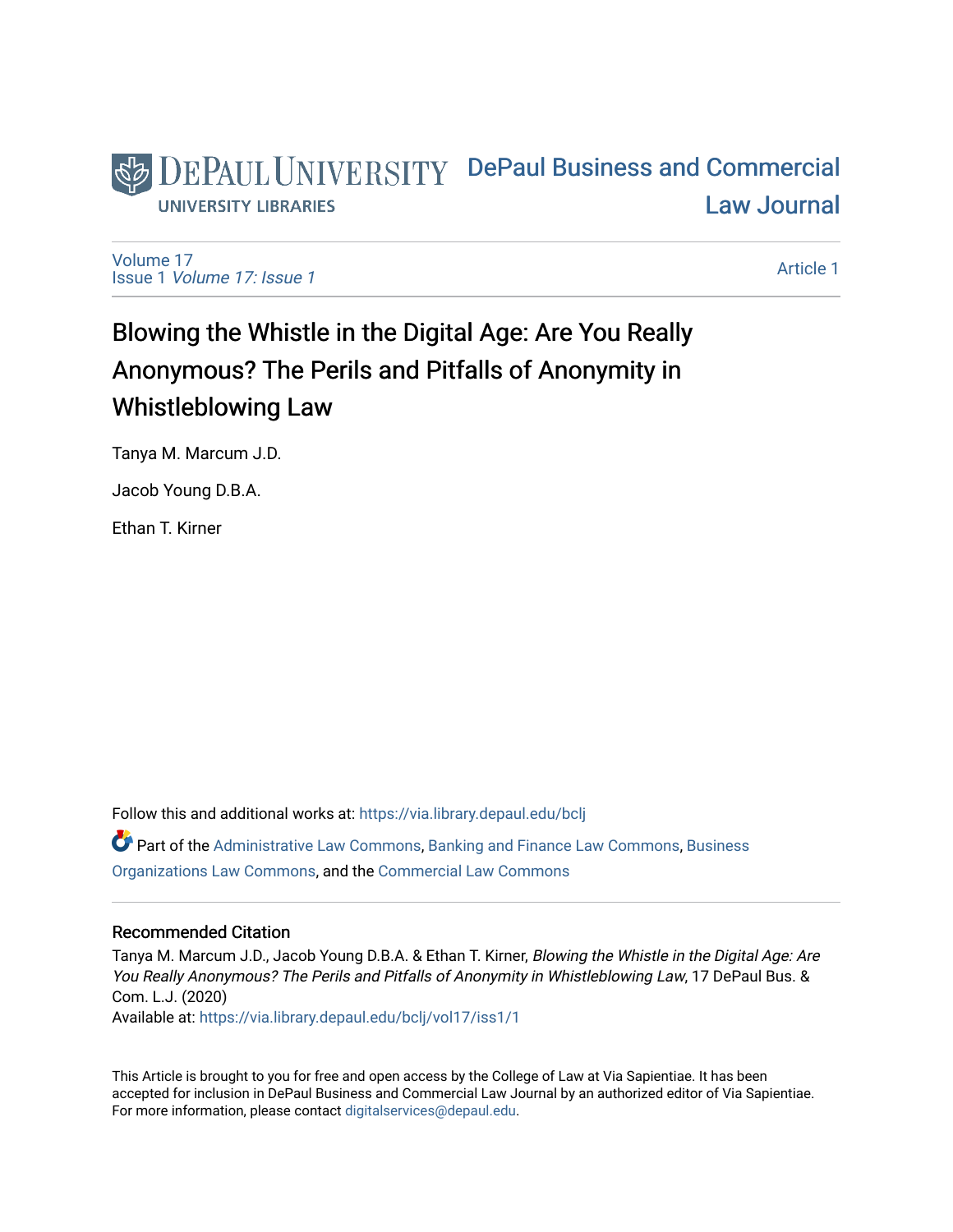DePaul University Library — DePaul Business and Commercial Law Journal

Volume 17
Issue 1 *Volume 17: Issue 1*

Article 1

# Blowing the Whistle in the Digital Age: Are You Really Anonymous? The Perils and Pitfalls of Anonymity in Whistleblowing Law

Tanya M. Marcum J.D.

Jacob Young D.B.A.

Ethan T. Kirner

Follow this and additional works at: https://via.library.depaul.edu/bclj

Part of the Administrative Law Commons, Banking and Finance Law Commons, Business Organizations Law Commons, and the Commercial Law Commons

## Recommended Citation

Tanya M. Marcum J.D., Jacob Young D.B.A. & Ethan T. Kirner, *Blowing the Whistle in the Digital Age: Are You Really Anonymous? The Perils and Pitfalls of Anonymity in Whistleblowing Law*, 17 DePaul Bus. & Com. L.J. (2020)
Available at: https://via.library.depaul.edu/bclj/vol17/iss1/1

This Article is brought to you for free and open access by the College of Law at Via Sapientiae. It has been accepted for inclusion in DePaul Business and Commercial Law Journal by an authorized editor of Via Sapientiae. For more information, please contact digitalservices@depaul.edu.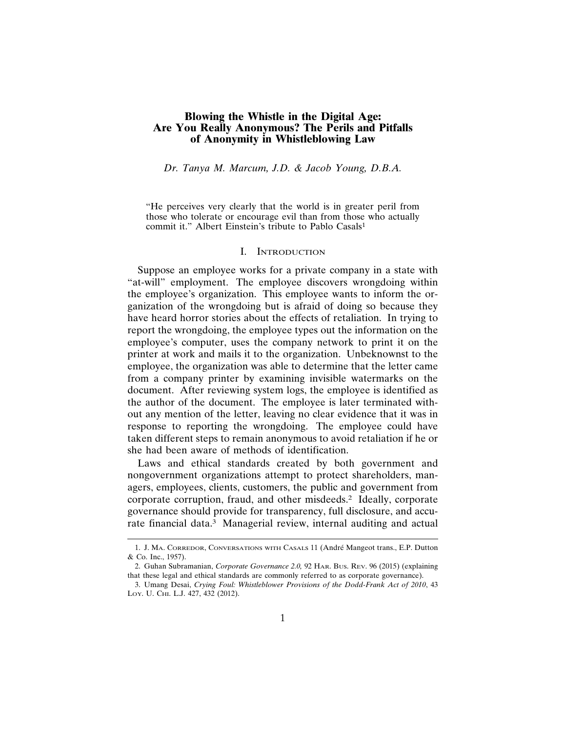# Blowing the Whistle in the Digital Age: Are You Really Anonymous? The Perils and Pitfalls of Anonymity in Whistleblowing Law

*Dr. Tanya M. Marcum, J.D. & Jacob Young, D.B.A.*

> "He perceives very clearly that the world is in greater peril from those who tolerate or encourage evil than from those who actually commit it." Albert Einstein's tribute to Pablo Casals[1]

## I. Introduction

Suppose an employee works for a private company in a state with "at-will" employment. The employee discovers wrongdoing within the employee's organization. This employee wants to inform the organization of the wrongdoing but is afraid of doing so because they have heard horror stories about the effects of retaliation. In trying to report the wrongdoing, the employee types out the information on the employee's computer, uses the company network to print it on the printer at work and mails it to the organization. Unbeknownst to the employee, the organization was able to determine that the letter came from a company printer by examining invisible watermarks on the document. After reviewing system logs, the employee is identified as the author of the document. The employee is later terminated without any mention of the letter, leaving no clear evidence that it was in response to reporting the wrongdoing. The employee could have taken different steps to remain anonymous to avoid retaliation if he or she had been aware of methods of identification.

Laws and ethical standards created by both government and nongovernment organizations attempt to protect shareholders, managers, employees, clients, customers, the public and government from corporate corruption, fraud, and other misdeeds.[2] Ideally, corporate governance should provide for transparency, full disclosure, and accurate financial data.[3] Managerial review, internal auditing and actual

---

1. J. Ma. Corredor, Conversations with Casals 11 (André Mangeot trans., E.P. Dutton & Co. Inc., 1957).

2. Guhan Subramanian, *Corporate Governance 2.0,* 92 Har. Bus. Rev. 96 (2015) (explaining that these legal and ethical standards are commonly referred to as corporate governance).

3. Umang Desai, *Crying Foul: Whistleblower Provisions of the Dodd-Frank Act of 2010*, 43 Loy. U. Chi. L.J. 427, 432 (2012).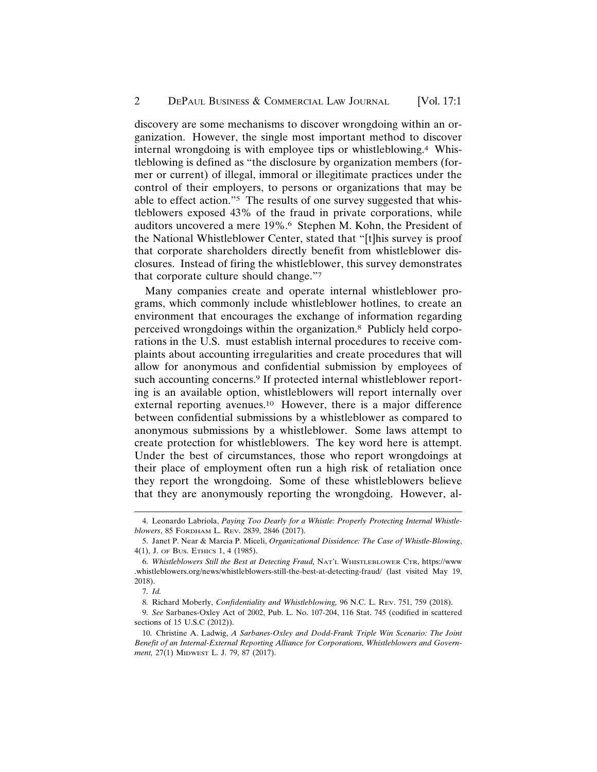discovery are some mechanisms to discover wrongdoing within an organization. However, the single most important method to discover internal wrongdoing is with employee tips or whistleblowing.[4] Whistleblowing is defined as "the disclosure by organization members (former or current) of illegal, immoral or illegitimate practices under the control of their employers, to persons or organizations that may be able to effect action."[5] The results of one survey suggested that whistleblowers exposed 43% of the fraud in private corporations, while auditors uncovered a mere 19%.[6] Stephen M. Kohn, the President of the National Whistleblower Center, stated that "[t]his survey is proof that corporate shareholders directly benefit from whistleblower disclosures. Instead of firing the whistleblower, this survey demonstrates that corporate culture should change."[7]

Many companies create and operate internal whistleblower programs, which commonly include whistleblower hotlines, to create an environment that encourages the exchange of information regarding perceived wrongdoings within the organization.[8] Publicly held corporations in the U.S. must establish internal procedures to receive complaints about accounting irregularities and create procedures that will allow for anonymous and confidential submission by employees of such accounting concerns.[9] If protected internal whistleblower reporting is an available option, whistleblowers will report internally over external reporting avenues.[10] However, there is a major difference between confidential submissions by a whistleblower as compared to anonymous submissions by a whistleblower. Some laws attempt to create protection for whistleblowers. The key word here is attempt. Under the best of circumstances, those who report wrongdoings at their place of employment often run a high risk of retaliation once they report the wrongdoing. Some of these whistleblowers believe that they are anonymously reporting the wrongdoing. However, al-

---

4. Leonardo Labriola, *Paying Too Dearly for a Whistle: Properly Protecting Internal Whistleblowers*, 85 FORDHAM L. REV. 2839, 2846 (2017).

5. Janet P. Near & Marcia P. Miceli, *Organizational Dissidence: The Case of Whistle-Blowing*, 4(1), J. OF BUS. ETHICS 1, 4 (1985).

6. *Whistleblowers Still the Best at Detecting Fraud,* NAT'L WHISTLEBLOWER CTR, https://www.whistleblowers.org/news/whistleblowers-still-the-best-at-detecting-fraud/ (last visited May 19, 2018).

7. *Id.*

8. Richard Moberly, *Confidentiality and Whistleblowing,* 96 N.C. L. REV. 751, 759 (2018).

9. *See* Sarbanes-Oxley Act of 2002, Pub. L. No. 107-204, 116 Stat. 745 (codified in scattered sections of 15 U.S.C (2012)).

10. Christine A. Ladwig, *A Sarbanes-Oxley and Dodd-Frank Triple Win Scenario: The Joint Benefit of an Internal-External Reporting Alliance for Corporations, Whistleblowers and Government,* 27(1) MIDWEST L. J. 79, 87 (2017).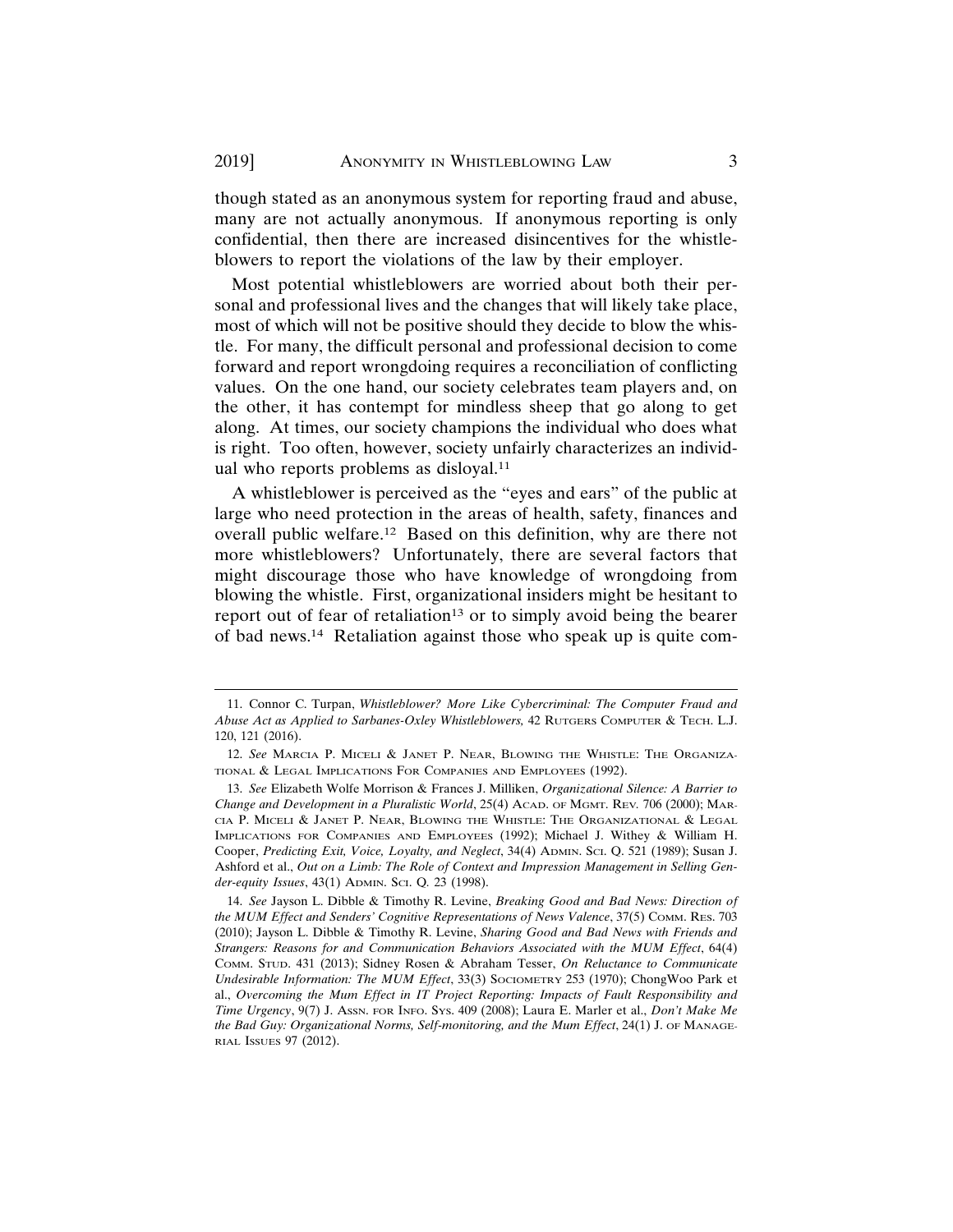though stated as an anonymous system for reporting fraud and abuse, many are not actually anonymous. If anonymous reporting is only confidential, then there are increased disincentives for the whistleblowers to report the violations of the law by their employer.

Most potential whistleblowers are worried about both their personal and professional lives and the changes that will likely take place, most of which will not be positive should they decide to blow the whistle. For many, the difficult personal and professional decision to come forward and report wrongdoing requires a reconciliation of conflicting values. On the one hand, our society celebrates team players and, on the other, it has contempt for mindless sheep that go along to get along. At times, our society champions the individual who does what is right. Too often, however, society unfairly characterizes an individual who reports problems as disloyal.[11]

A whistleblower is perceived as the "eyes and ears" of the public at large who need protection in the areas of health, safety, finances and overall public welfare.[12] Based on this definition, why are there not more whistleblowers? Unfortunately, there are several factors that might discourage those who have knowledge of wrongdoing from blowing the whistle. First, organizational insiders might be hesitant to report out of fear of retaliation[13] or to simply avoid being the bearer of bad news.[14] Retaliation against those who speak up is quite com-

---

11. Connor C. Turpan, *Whistleblower? More Like Cybercriminal: The Computer Fraud and Abuse Act as Applied to Sarbanes-Oxley Whistleblowers,* 42 Rutgers Computer & Tech. L.J. 120, 121 (2016).

12. *See* Marcia P. Miceli & Janet P. Near, Blowing the Whistle: The Organizational & Legal Implications For Companies and Employees (1992).

13. *See* Elizabeth Wolfe Morrison & Frances J. Milliken, *Organizational Silence: A Barrier to Change and Development in a Pluralistic World*, 25(4) Acad. of Mgmt. Rev. 706 (2000); Marcia P. Miceli & Janet P. Near, Blowing the Whistle: The Organizational & Legal Implications for Companies and Employees (1992); Michael J. Withey & William H. Cooper, *Predicting Exit, Voice, Loyalty, and Neglect*, 34(4) Admin. Sci. Q. 521 (1989); Susan J. Ashford et al., *Out on a Limb: The Role of Context and Impression Management in Selling Gender-equity Issues*, 43(1) Admin. Sci. Q. 23 (1998).

14. *See* Jayson L. Dibble & Timothy R. Levine, *Breaking Good and Bad News: Direction of the MUM Effect and Senders' Cognitive Representations of News Valence*, 37(5) Comm. Res. 703 (2010); Jayson L. Dibble & Timothy R. Levine, *Sharing Good and Bad News with Friends and Strangers: Reasons for and Communication Behaviors Associated with the MUM Effect*, 64(4) Comm. Stud. 431 (2013); Sidney Rosen & Abraham Tesser, *On Reluctance to Communicate Undesirable Information: The MUM Effect*, 33(3) Sociometry 253 (1970); ChongWoo Park et al., *Overcoming the Mum Effect in IT Project Reporting: Impacts of Fault Responsibility and Time Urgency*, 9(7) J. Assn. for Info. Sys. 409 (2008); Laura E. Marler et al., *Don't Make Me the Bad Guy: Organizational Norms, Self-monitoring, and the Mum Effect*, 24(1) J. of Managerial Issues 97 (2012).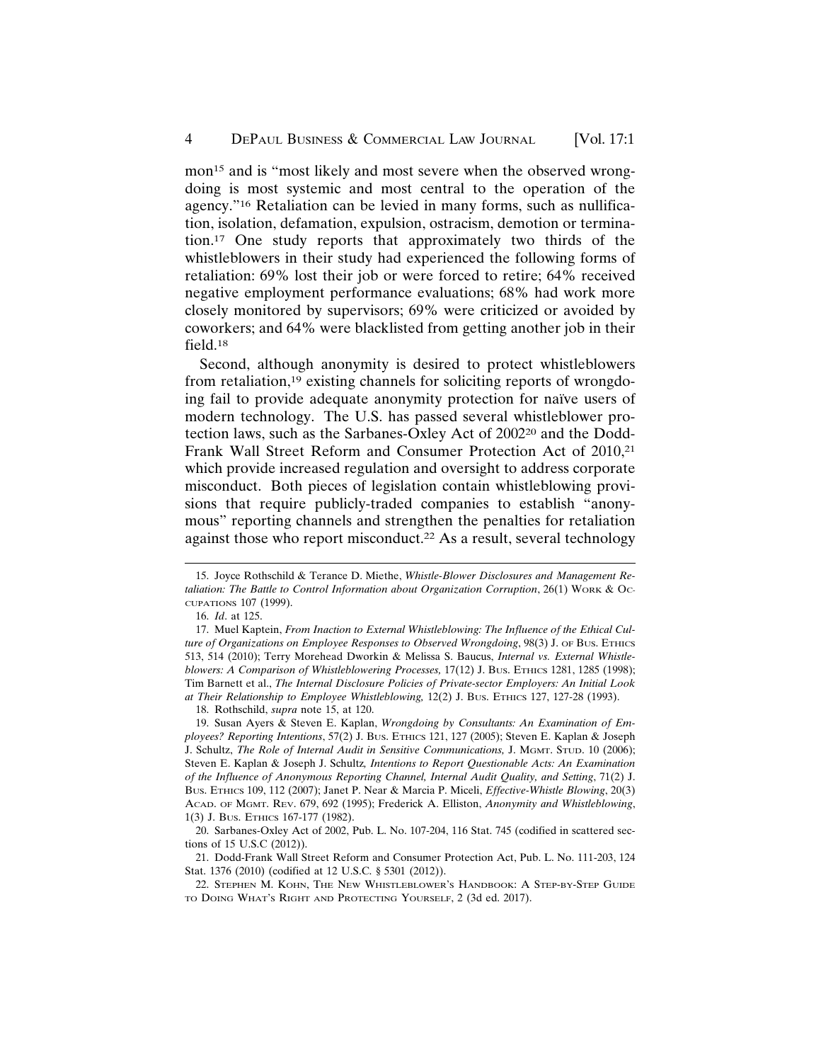mon[15] and is "most likely and most severe when the observed wrongdoing is most systemic and most central to the operation of the agency."[16] Retaliation can be levied in many forms, such as nullification, isolation, defamation, expulsion, ostracism, demotion or termination.[17] One study reports that approximately two thirds of the whistleblowers in their study had experienced the following forms of retaliation: 69% lost their job or were forced to retire; 64% received negative employment performance evaluations; 68% had work more closely monitored by supervisors; 69% were criticized or avoided by coworkers; and 64% were blacklisted from getting another job in their field.[18]

Second, although anonymity is desired to protect whistleblowers from retaliation,[19] existing channels for soliciting reports of wrongdoing fail to provide adequate anonymity protection for naïve users of modern technology. The U.S. has passed several whistleblower protection laws, such as the Sarbanes-Oxley Act of 2002[20] and the Dodd-Frank Wall Street Reform and Consumer Protection Act of 2010,[21] which provide increased regulation and oversight to address corporate misconduct. Both pieces of legislation contain whistleblowing provisions that require publicly-traded companies to establish "anonymous" reporting channels and strengthen the penalties for retaliation against those who report misconduct.[22] As a result, several technology

---

15. Joyce Rothschild & Terance D. Miethe, *Whistle-Blower Disclosures and Management Retaliation: The Battle to Control Information about Organization Corruption*, 26(1) WORK & OCCUPATIONS 107 (1999).

16. *Id*. at 125.

17. Muel Kaptein, *From Inaction to External Whistleblowing: The Influence of the Ethical Culture of Organizations on Employee Responses to Observed Wrongdoing*, 98(3) J. OF BUS. ETHICS 513, 514 (2010); Terry Morehead Dworkin & Melissa S. Baucus, *Internal vs. External Whistleblowers: A Comparison of Whistleblowering Processes,* 17(12) J. BUS. ETHICS 1281, 1285 (1998); Tim Barnett et al., *The Internal Disclosure Policies of Private-sector Employers: An Initial Look at Their Relationship to Employee Whistleblowing,* 12(2) J. BUS. ETHICS 127, 127-28 (1993).

18. Rothschild, *supra* note 15, at 120.

19. Susan Ayers & Steven E. Kaplan, *Wrongdoing by Consultants: An Examination of Employees? Reporting Intentions*, 57(2) J. BUS. ETHICS 121, 127 (2005); Steven E. Kaplan & Joseph J. Schultz, *The Role of Internal Audit in Sensitive Communications,* J. MGMT. STUD. 10 (2006); Steven E. Kaplan & Joseph J. Schultz, *Intentions to Report Questionable Acts: An Examination of the Influence of Anonymous Reporting Channel, Internal Audit Quality, and Setting*, 71(2) J. BUS. ETHICS 109, 112 (2007); Janet P. Near & Marcia P. Miceli, *Effective-Whistle Blowing*, 20(3) ACAD. OF MGMT. REV. 679, 692 (1995); Frederick A. Elliston, *Anonymity and Whistleblowing*, 1(3) J. BUS. ETHICS 167-177 (1982).

20. Sarbanes-Oxley Act of 2002, Pub. L. No. 107-204, 116 Stat. 745 (codified in scattered sections of 15 U.S.C (2012)).

21. Dodd-Frank Wall Street Reform and Consumer Protection Act, Pub. L. No. 111-203, 124 Stat. 1376 (2010) (codified at 12 U.S.C. § 5301 (2012)).

22. STEPHEN M. KOHN, THE NEW WHISTLEBLOWER'S HANDBOOK: A STEP-BY-STEP GUIDE TO DOING WHAT'S RIGHT AND PROTECTING YOURSELF, 2 (3d ed. 2017).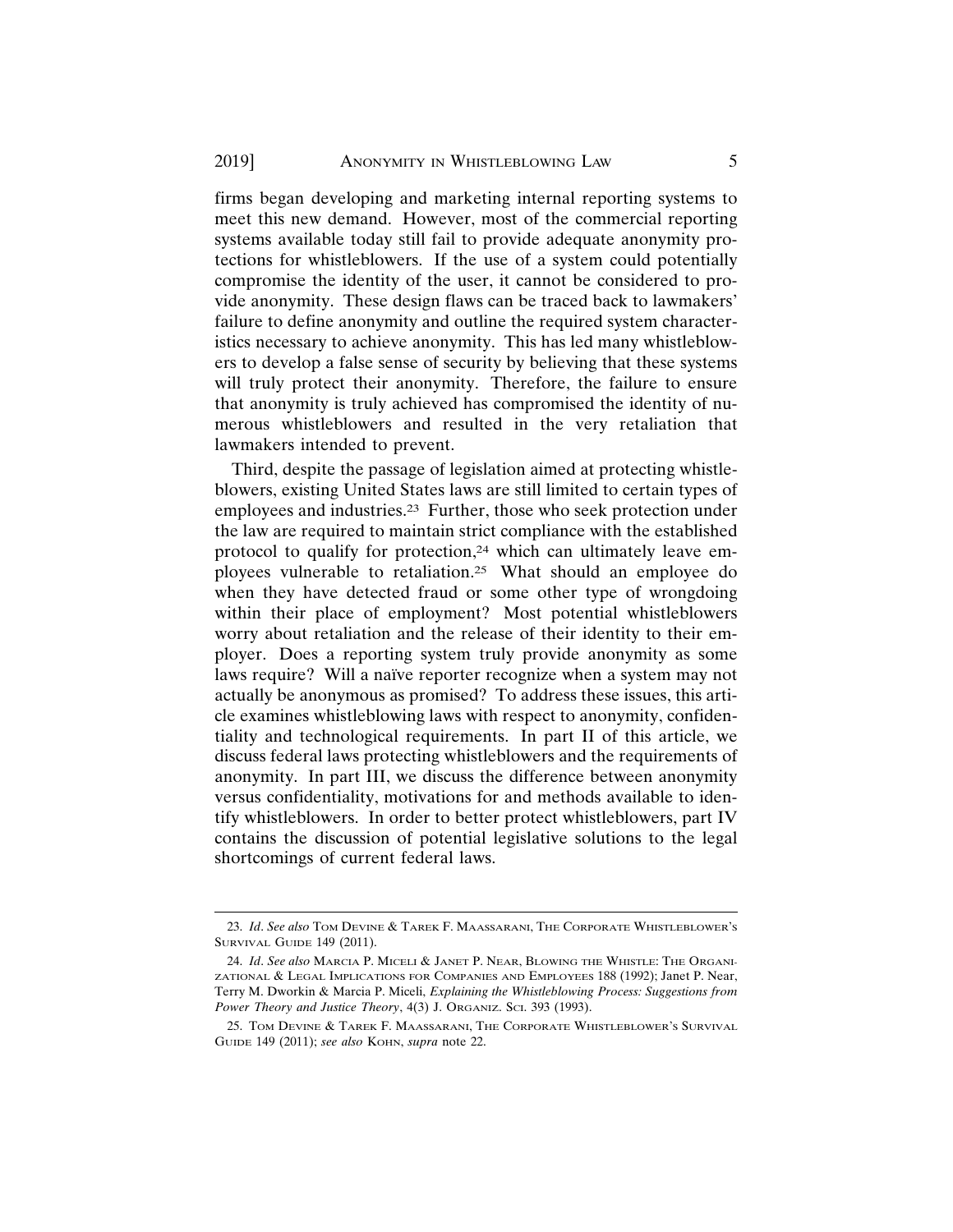firms began developing and marketing internal reporting systems to meet this new demand. However, most of the commercial reporting systems available today still fail to provide adequate anonymity protections for whistleblowers. If the use of a system could potentially compromise the identity of the user, it cannot be considered to provide anonymity. These design flaws can be traced back to lawmakers' failure to define anonymity and outline the required system characteristics necessary to achieve anonymity. This has led many whistleblowers to develop a false sense of security by believing that these systems will truly protect their anonymity. Therefore, the failure to ensure that anonymity is truly achieved has compromised the identity of numerous whistleblowers and resulted in the very retaliation that lawmakers intended to prevent.

Third, despite the passage of legislation aimed at protecting whistleblowers, existing United States laws are still limited to certain types of employees and industries.[23] Further, those who seek protection under the law are required to maintain strict compliance with the established protocol to qualify for protection,[24] which can ultimately leave employees vulnerable to retaliation.[25] What should an employee do when they have detected fraud or some other type of wrongdoing within their place of employment? Most potential whistleblowers worry about retaliation and the release of their identity to their employer. Does a reporting system truly provide anonymity as some laws require? Will a naïve reporter recognize when a system may not actually be anonymous as promised? To address these issues, this article examines whistleblowing laws with respect to anonymity, confidentiality and technological requirements. In part II of this article, we discuss federal laws protecting whistleblowers and the requirements of anonymity. In part III, we discuss the difference between anonymity versus confidentiality, motivations for and methods available to identify whistleblowers. In order to better protect whistleblowers, part IV contains the discussion of potential legislative solutions to the legal shortcomings of current federal laws.

---

23. *Id*. *See also* TOM DEVINE & TAREK F. MAASSARANI, THE CORPORATE WHISTLEBLOWER'S SURVIVAL GUIDE 149 (2011).

24. *Id*. *See also* MARCIA P. MICELI & JANET P. NEAR, BLOWING THE WHISTLE: THE ORGANIZATIONAL & LEGAL IMPLICATIONS FOR COMPANIES AND EMPLOYEES 188 (1992); Janet P. Near, Terry M. Dworkin & Marcia P. Miceli, *Explaining the Whistleblowing Process: Suggestions from Power Theory and Justice Theory*, 4(3) J. ORGANIZ. SCI. 393 (1993).

25. TOM DEVINE & TAREK F. MAASSARANI, THE CORPORATE WHISTLEBLOWER'S SURVIVAL GUIDE 149 (2011); *see also* KOHN, *supra* note 22.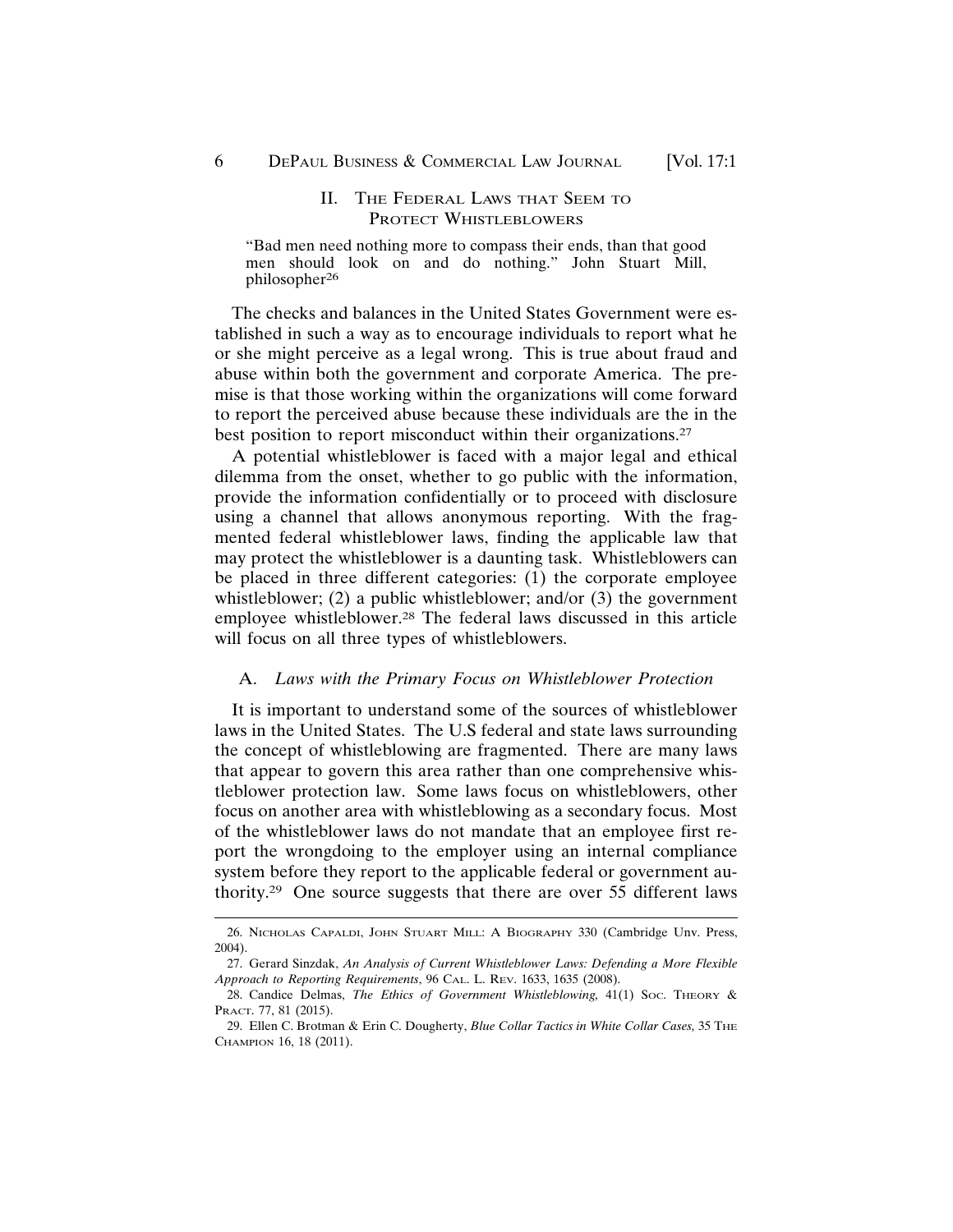## II. The Federal Laws that Seem to Protect Whistleblowers

"Bad men need nothing more to compass their ends, than that good men should look on and do nothing." John Stuart Mill, philosopher[26]

The checks and balances in the United States Government were established in such a way as to encourage individuals to report what he or she might perceive as a legal wrong. This is true about fraud and abuse within both the government and corporate America. The premise is that those working within the organizations will come forward to report the perceived abuse because these individuals are the in the best position to report misconduct within their organizations.[27]

A potential whistleblower is faced with a major legal and ethical dilemma from the onset, whether to go public with the information, provide the information confidentially or to proceed with disclosure using a channel that allows anonymous reporting. With the fragmented federal whistleblower laws, finding the applicable law that may protect the whistleblower is a daunting task. Whistleblowers can be placed in three different categories: (1) the corporate employee whistleblower; (2) a public whistleblower; and/or (3) the government employee whistleblower.[28] The federal laws discussed in this article will focus on all three types of whistleblowers.

### A. *Laws with the Primary Focus on Whistleblower Protection*

It is important to understand some of the sources of whistleblower laws in the United States. The U.S federal and state laws surrounding the concept of whistleblowing are fragmented. There are many laws that appear to govern this area rather than one comprehensive whistleblower protection law. Some laws focus on whistleblowers, other focus on another area with whistleblowing as a secondary focus. Most of the whistleblower laws do not mandate that an employee first report the wrongdoing to the employer using an internal compliance system before they report to the applicable federal or government authority.[29] One source suggests that there are over 55 different laws

---

26. Nicholas Capaldi, John Stuart Mill: A Biography 330 (Cambridge Unv. Press, 2004).

27. Gerard Sinzdak, *An Analysis of Current Whistleblower Laws: Defending a More Flexible Approach to Reporting Requirements*, 96 Cal. L. Rev. 1633, 1635 (2008).

28. Candice Delmas, *The Ethics of Government Whistleblowing,* 41(1) Soc. Theory & Pract. 77, 81 (2015).

29. Ellen C. Brotman & Erin C. Dougherty, *Blue Collar Tactics in White Collar Cases,* 35 The Champion 16, 18 (2011).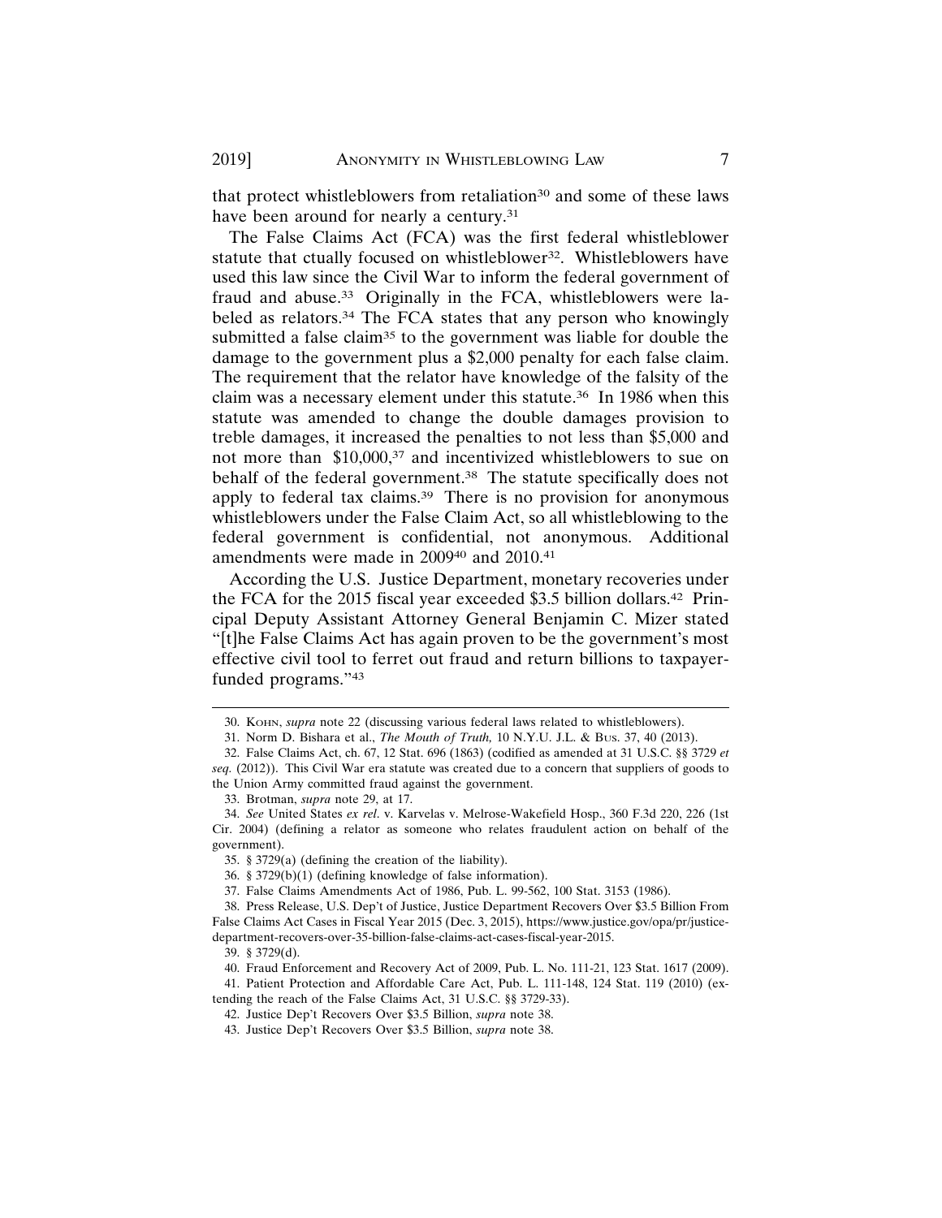that protect whistleblowers from retaliation[30] and some of these laws have been around for nearly a century.[31]

The False Claims Act (FCA) was the first federal whistleblower statute that ctually focused on whistleblower[32]. Whistleblowers have used this law since the Civil War to inform the federal government of fraud and abuse.[33] Originally in the FCA, whistleblowers were labeled as relators.[34] The FCA states that any person who knowingly submitted a false claim[35] to the government was liable for double the damage to the government plus a $2,000 penalty for each false claim. The requirement that the relator have knowledge of the falsity of the claim was a necessary element under this statute.[36] In 1986 when this statute was amended to change the double damages provision to treble damages, it increased the penalties to not less than $5,000 and not more than $10,000,[37] and incentivized whistleblowers to sue on behalf of the federal government.[38] The statute specifically does not apply to federal tax claims.[39] There is no provision for anonymous whistleblowers under the False Claim Act, so all whistleblowing to the federal government is confidential, not anonymous. Additional amendments were made in 2009[40] and 2010.[41]

According the U.S. Justice Department, monetary recoveries under the FCA for the 2015 fiscal year exceeded $3.5 billion dollars.[42] Principal Deputy Assistant Attorney General Benjamin C. Mizer stated "[t]he False Claims Act has again proven to be the government's most effective civil tool to ferret out fraud and return billions to taxpayer-funded programs."[43]

---

30. Kohn, *supra* note 22 (discussing various federal laws related to whistleblowers).

31. Norm D. Bishara et al., *The Mouth of Truth,* 10 N.Y.U. J.L. & Bus. 37, 40 (2013).

32. False Claims Act, ch. 67, 12 Stat. 696 (1863) (codified as amended at 31 U.S.C. §§ 3729 *et seq.* (2012)). This Civil War era statute was created due to a concern that suppliers of goods to the Union Army committed fraud against the government.

33. Brotman, *supra* note 29, at 17.

34. *See* United States *ex rel.* v. Karvelas v. Melrose-Wakefield Hosp., 360 F.3d 220, 226 (1st Cir. 2004) (defining a relator as someone who relates fraudulent action on behalf of the government).

35. § 3729(a) (defining the creation of the liability).

36. § 3729(b)(1) (defining knowledge of false information).

37. False Claims Amendments Act of 1986, Pub. L. 99-562, 100 Stat. 3153 (1986).

38. Press Release, U.S. Dep't of Justice, Justice Department Recovers Over $3.5 Billion From False Claims Act Cases in Fiscal Year 2015 (Dec. 3, 2015), https://www.justice.gov/opa/pr/justice-department-recovers-over-35-billion-false-claims-act-cases-fiscal-year-2015.

39. § 3729(d).

40. Fraud Enforcement and Recovery Act of 2009, Pub. L. No. 111-21, 123 Stat. 1617 (2009).

41. Patient Protection and Affordable Care Act, Pub. L. 111-148, 124 Stat. 119 (2010) (extending the reach of the False Claims Act, 31 U.S.C. §§ 3729-33).

42. Justice Dep't Recovers Over $3.5 Billion, *supra* note 38.

43. Justice Dep't Recovers Over $3.5 Billion, *supra* note 38.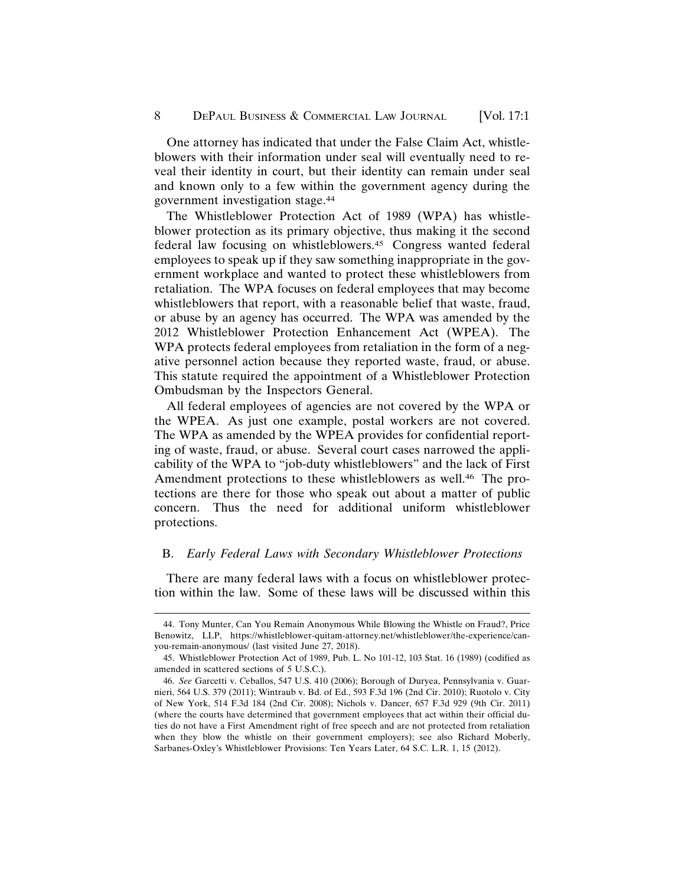One attorney has indicated that under the False Claim Act, whistleblowers with their information under seal will eventually need to reveal their identity in court, but their identity can remain under seal and known only to a few within the government agency during the government investigation stage.[44]

The Whistleblower Protection Act of 1989 (WPA) has whistleblower protection as its primary objective, thus making it the second federal law focusing on whistleblowers.[45] Congress wanted federal employees to speak up if they saw something inappropriate in the government workplace and wanted to protect these whistleblowers from retaliation. The WPA focuses on federal employees that may become whistleblowers that report, with a reasonable belief that waste, fraud, or abuse by an agency has occurred. The WPA was amended by the 2012 Whistleblower Protection Enhancement Act (WPEA). The WPA protects federal employees from retaliation in the form of a negative personnel action because they reported waste, fraud, or abuse. This statute required the appointment of a Whistleblower Protection Ombudsman by the Inspectors General.

All federal employees of agencies are not covered by the WPA or the WPEA. As just one example, postal workers are not covered. The WPA as amended by the WPEA provides for confidential reporting of waste, fraud, or abuse. Several court cases narrowed the applicability of the WPA to "job-duty whistleblowers" and the lack of First Amendment protections to these whistleblowers as well.[46] The protections are there for those who speak out about a matter of public concern. Thus the need for additional uniform whistleblower protections.

### B. *Early Federal Laws with Secondary Whistleblower Protections*

There are many federal laws with a focus on whistleblower protection within the law. Some of these laws will be discussed within this

---

44. Tony Munter, Can You Remain Anonymous While Blowing the Whistle on Fraud?, Price Benowitz, LLP, https://whistleblower-quitam-attorney.net/whistleblower/the-experience/can-you-remain-anonymous/ (last visited June 27, 2018).

45. Whistleblower Protection Act of 1989, Pub. L. No 101-12, 103 Stat. 16 (1989) (codified as amended in scattered sections of 5 U.S.C.).

46. *See* Garcetti v. Ceballos, 547 U.S. 410 (2006); Borough of Duryea, Pennsylvania v. Guarnieri, 564 U.S. 379 (2011); Wintraub v. Bd. of Ed., 593 F.3d 196 (2nd Cir. 2010); Ruotolo v. City of New York, 514 F.3d 184 (2nd Cir. 2008); Nichols v. Dancer, 657 F.3d 929 (9th Cir. 2011) (where the courts have determined that government employees that act within their official duties do not have a First Amendment right of free speech and are not protected from retaliation when they blow the whistle on their government employers); see also Richard Moberly, Sarbanes-Oxley's Whistleblower Provisions: Ten Years Later, 64 S.C. L.R. 1, 15 (2012).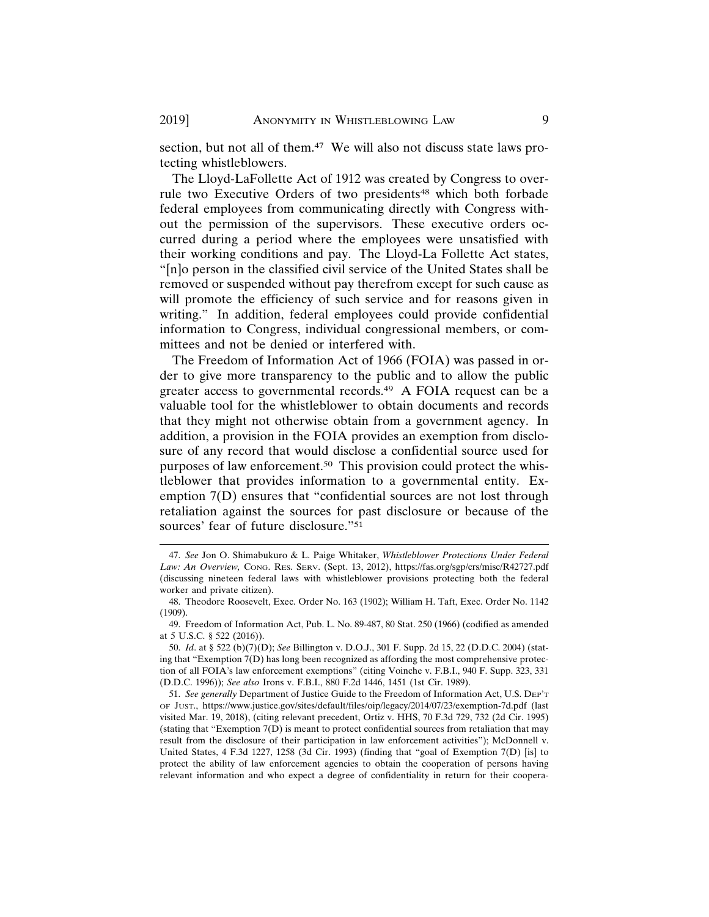section, but not all of them.[47] We will also not discuss state laws protecting whistleblowers.

The Lloyd-LaFollette Act of 1912 was created by Congress to overrule two Executive Orders of two presidents[48] which both forbade federal employees from communicating directly with Congress without the permission of the supervisors. These executive orders occurred during a period where the employees were unsatisfied with their working conditions and pay. The Lloyd-La Follette Act states, "[n]o person in the classified civil service of the United States shall be removed or suspended without pay therefrom except for such cause as will promote the efficiency of such service and for reasons given in writing." In addition, federal employees could provide confidential information to Congress, individual congressional members, or committees and not be denied or interfered with.

The Freedom of Information Act of 1966 (FOIA) was passed in order to give more transparency to the public and to allow the public greater access to governmental records.[49] A FOIA request can be a valuable tool for the whistleblower to obtain documents and records that they might not otherwise obtain from a government agency. In addition, a provision in the FOIA provides an exemption from disclosure of any record that would disclose a confidential source used for purposes of law enforcement.[50] This provision could protect the whistleblower that provides information to a governmental entity. Exemption 7(D) ensures that "confidential sources are not lost through retaliation against the sources for past disclosure or because of the sources' fear of future disclosure."[51]

---

47. *See* Jon O. Shimabukuro & L. Paige Whitaker, *Whistleblower Protections Under Federal Law: An Overview,* CONG. RES. SERV. (Sept. 13, 2012), https://fas.org/sgp/crs/misc/R42727.pdf (discussing nineteen federal laws with whistleblower provisions protecting both the federal worker and private citizen).

48. Theodore Roosevelt, Exec. Order No. 163 (1902); William H. Taft, Exec. Order No. 1142 (1909).

49. Freedom of Information Act, Pub. L. No. 89-487, 80 Stat. 250 (1966) (codified as amended at 5 U.S.C. § 522 (2016)).

50. *Id*. at § 522 (b)(7)(D); *See* Billington v. D.O.J., 301 F. Supp. 2d 15, 22 (D.D.C. 2004) (stating that "Exemption 7(D) has long been recognized as affording the most comprehensive protection of all FOIA's law enforcement exemptions" (citing Voinche v. F.B.I., 940 F. Supp. 323, 331 (D.D.C. 1996)); *See also* Irons v. F.B.I., 880 F.2d 1446, 1451 (1st Cir. 1989).

51. *See generally* Department of Justice Guide to the Freedom of Information Act, U.S. DEP'T OF JUST., https://www.justice.gov/sites/default/files/oip/legacy/2014/07/23/exemption-7d.pdf (last visited Mar. 19, 2018), (citing relevant precedent, Ortiz v. HHS, 70 F.3d 729, 732 (2d Cir. 1995) (stating that "Exemption 7(D) is meant to protect confidential sources from retaliation that may result from the disclosure of their participation in law enforcement activities"); McDonnell v. United States, 4 F.3d 1227, 1258 (3d Cir. 1993) (finding that "goal of Exemption 7(D) [is] to protect the ability of law enforcement agencies to obtain the cooperation of persons having relevant information and who expect a degree of confidentiality in return for their coopera-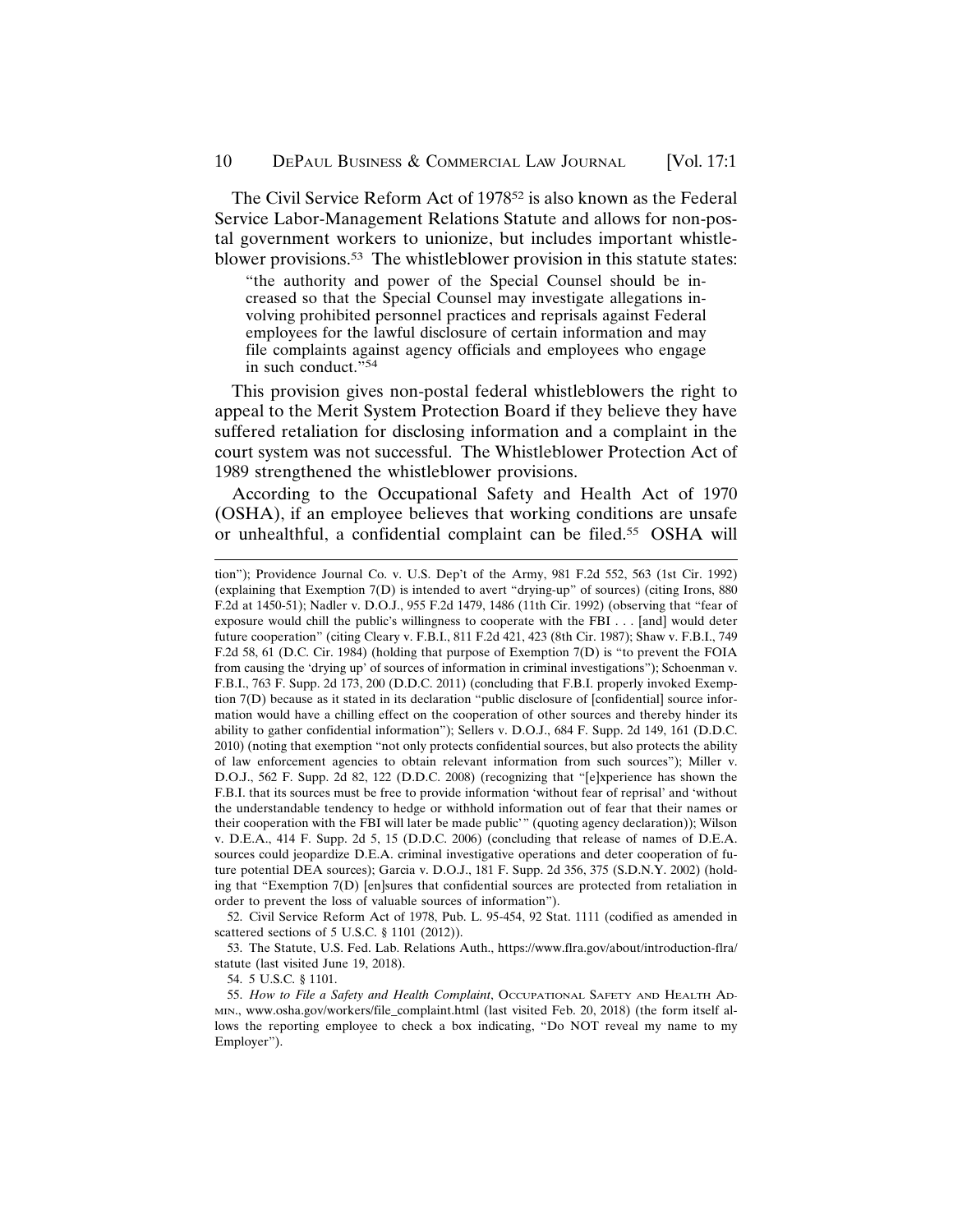The Civil Service Reform Act of 1978[52] is also known as the Federal Service Labor-Management Relations Statute and allows for non-postal government workers to unionize, but includes important whistleblower provisions.[53] The whistleblower provision in this statute states:

> "the authority and power of the Special Counsel should be increased so that the Special Counsel may investigate allegations involving prohibited personnel practices and reprisals against Federal employees for the lawful disclosure of certain information and may file complaints against agency officials and employees who engage in such conduct."[54]

This provision gives non-postal federal whistleblowers the right to appeal to the Merit System Protection Board if they believe they have suffered retaliation for disclosing information and a complaint in the court system was not successful. The Whistleblower Protection Act of 1989 strengthened the whistleblower provisions.

According to the Occupational Safety and Health Act of 1970 (OSHA), if an employee believes that working conditions are unsafe or unhealthful, a confidential complaint can be filed.[55] OSHA will

---

tion"); Providence Journal Co. v. U.S. Dep't of the Army, 981 F.2d 552, 563 (1st Cir. 1992) (explaining that Exemption 7(D) is intended to avert "drying-up" of sources) (citing Irons, 880 F.2d at 1450-51); Nadler v. D.O.J., 955 F.2d 1479, 1486 (11th Cir. 1992) (observing that "fear of exposure would chill the public's willingness to cooperate with the FBI . . . [and] would deter future cooperation" (citing Cleary v. F.B.I., 811 F.2d 421, 423 (8th Cir. 1987); Shaw v. F.B.I., 749 F.2d 58, 61 (D.C. Cir. 1984) (holding that purpose of Exemption 7(D) is "to prevent the FOIA from causing the 'drying up' of sources of information in criminal investigations"); Schoenman v. F.B.I., 763 F. Supp. 2d 173, 200 (D.D.C. 2011) (concluding that F.B.I. properly invoked Exemption 7(D) because as it stated in its declaration "public disclosure of [confidential] source information would have a chilling effect on the cooperation of other sources and thereby hinder its ability to gather confidential information"); Sellers v. D.O.J., 684 F. Supp. 2d 149, 161 (D.D.C. 2010) (noting that exemption "not only protects confidential sources, but also protects the ability of law enforcement agencies to obtain relevant information from such sources"); Miller v. D.O.J., 562 F. Supp. 2d 82, 122 (D.D.C. 2008) (recognizing that "[e]xperience has shown the F.B.I. that its sources must be free to provide information 'without fear of reprisal' and 'without the understandable tendency to hedge or withhold information out of fear that their names or their cooperation with the FBI will later be made public'" (quoting agency declaration)); Wilson v. D.E.A., 414 F. Supp. 2d 5, 15 (D.D.C. 2006) (concluding that release of names of D.E.A. sources could jeopardize D.E.A. criminal investigative operations and deter cooperation of future potential DEA sources); Garcia v. D.O.J., 181 F. Supp. 2d 356, 375 (S.D.N.Y. 2002) (holding that "Exemption 7(D) [en]sures that confidential sources are protected from retaliation in order to prevent the loss of valuable sources of information").

52. Civil Service Reform Act of 1978, Pub. L. 95-454, 92 Stat. 1111 (codified as amended in scattered sections of 5 U.S.C. § 1101 (2012)).

53. The Statute, U.S. Fed. Lab. Relations Auth., https://www.flra.gov/about/introduction-flra/statute (last visited June 19, 2018).

54. 5 U.S.C. § 1101.

55. *How to File a Safety and Health Complaint*, Occupational Safety and Health Admin., www.osha.gov/workers/file_complaint.html (last visited Feb. 20, 2018) (the form itself allows the reporting employee to check a box indicating, "Do NOT reveal my name to my Employer").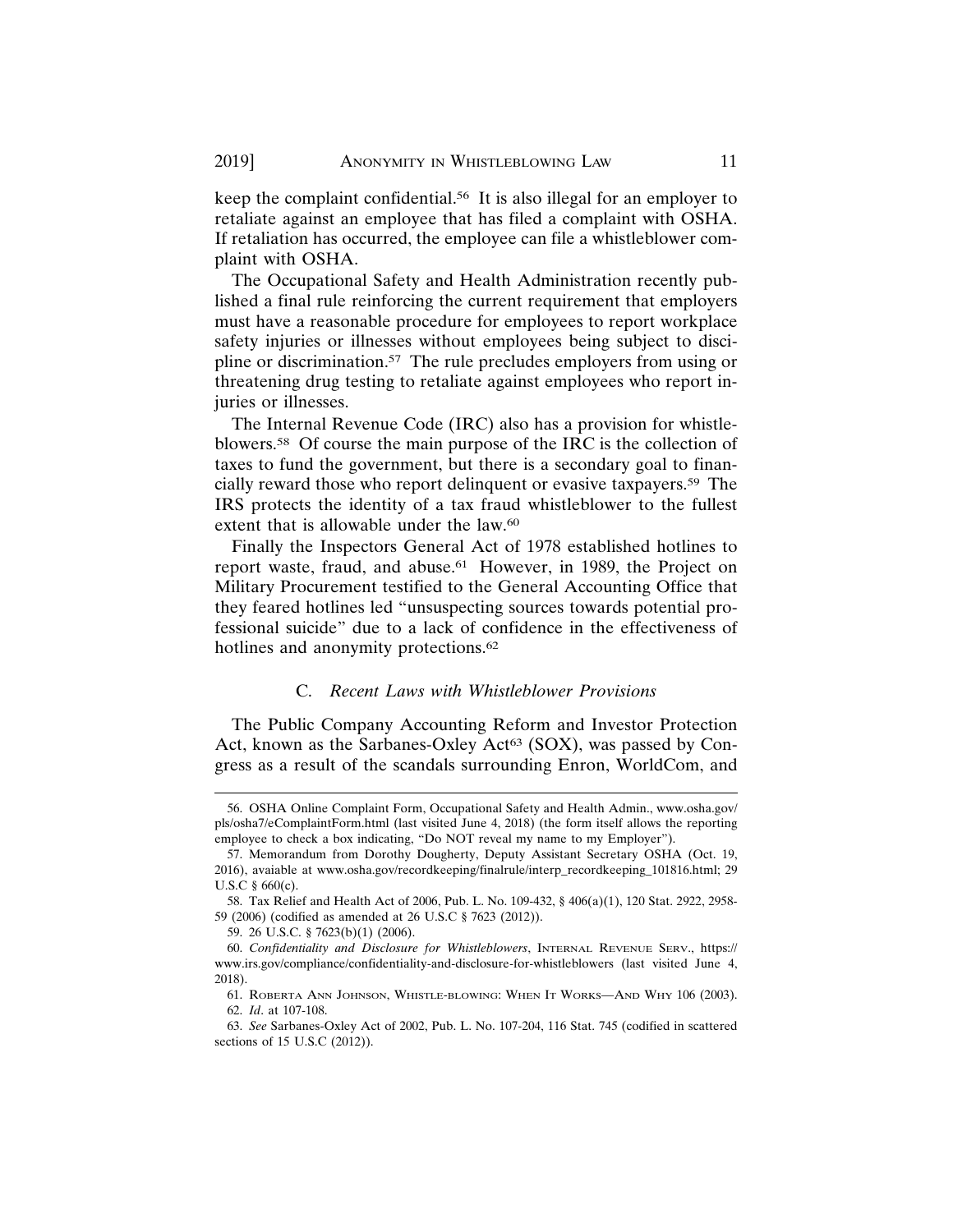keep the complaint confidential.[56] It is also illegal for an employer to retaliate against an employee that has filed a complaint with OSHA. If retaliation has occurred, the employee can file a whistleblower complaint with OSHA.

The Occupational Safety and Health Administration recently published a final rule reinforcing the current requirement that employers must have a reasonable procedure for employees to report workplace safety injuries or illnesses without employees being subject to discipline or discrimination.[57] The rule precludes employers from using or threatening drug testing to retaliate against employees who report injuries or illnesses.

The Internal Revenue Code (IRC) also has a provision for whistleblowers.[58] Of course the main purpose of the IRC is the collection of taxes to fund the government, but there is a secondary goal to financially reward those who report delinquent or evasive taxpayers.[59] The IRS protects the identity of a tax fraud whistleblower to the fullest extent that is allowable under the law.[60]

Finally the Inspectors General Act of 1978 established hotlines to report waste, fraud, and abuse.[61] However, in 1989, the Project on Military Procurement testified to the General Accounting Office that they feared hotlines led "unsuspecting sources towards potential professional suicide" due to a lack of confidence in the effectiveness of hotlines and anonymity protections.[62]

### C. *Recent Laws with Whistleblower Provisions*

The Public Company Accounting Reform and Investor Protection Act, known as the Sarbanes-Oxley Act[63] (SOX), was passed by Congress as a result of the scandals surrounding Enron, WorldCom, and

---

56. OSHA Online Complaint Form, Occupational Safety and Health Admin., www.osha.gov/pls/osha7/eComplaintForm.html (last visited June 4, 2018) (the form itself allows the reporting employee to check a box indicating, "Do NOT reveal my name to my Employer").

57. Memorandum from Dorothy Dougherty, Deputy Assistant Secretary OSHA (Oct. 19, 2016), avaiable at www.osha.gov/recordkeeping/finalrule/interp_recordkeeping_101816.html; 29 U.S.C § 660(c).

58. Tax Relief and Health Act of 2006, Pub. L. No. 109-432, § 406(a)(1), 120 Stat. 2922, 2958-59 (2006) (codified as amended at 26 U.S.C § 7623 (2012)).

59. 26 U.S.C. § 7623(b)(1) (2006).

60. *Confidentiality and Disclosure for Whistleblowers*, INTERNAL REVENUE SERV., https://www.irs.gov/compliance/confidentiality-and-disclosure-for-whistleblowers (last visited June 4, 2018).

61. ROBERTA ANN JOHNSON, WHISTLE-BLOWING: WHEN IT WORKS—AND WHY 106 (2003).

62. *Id*. at 107-108.

63. *See* Sarbanes-Oxley Act of 2002, Pub. L. No. 107-204, 116 Stat. 745 (codified in scattered sections of 15 U.S.C (2012)).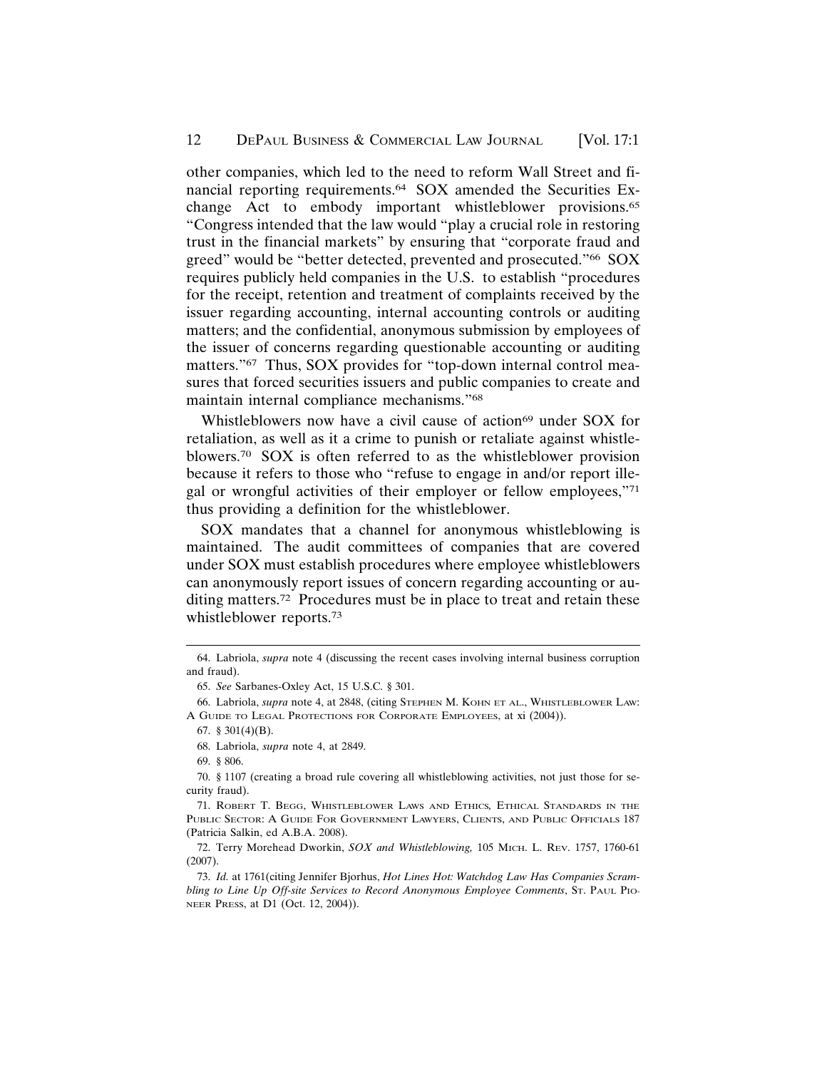other companies, which led to the need to reform Wall Street and financial reporting requirements.[64] SOX amended the Securities Exchange Act to embody important whistleblower provisions.[65] "Congress intended that the law would "play a crucial role in restoring trust in the financial markets" by ensuring that "corporate fraud and greed" would be "better detected, prevented and prosecuted."[66] SOX requires publicly held companies in the U.S. to establish "procedures for the receipt, retention and treatment of complaints received by the issuer regarding accounting, internal accounting controls or auditing matters; and the confidential, anonymous submission by employees of the issuer of concerns regarding questionable accounting or auditing matters."[67] Thus, SOX provides for "top-down internal control measures that forced securities issuers and public companies to create and maintain internal compliance mechanisms."[68]

Whistleblowers now have a civil cause of action[69] under SOX for retaliation, as well as it a crime to punish or retaliate against whistleblowers.[70] SOX is often referred to as the whistleblower provision because it refers to those who "refuse to engage in and/or report illegal or wrongful activities of their employer or fellow employees,"[71] thus providing a definition for the whistleblower.

SOX mandates that a channel for anonymous whistleblowing is maintained. The audit committees of companies that are covered under SOX must establish procedures where employee whistleblowers can anonymously report issues of concern regarding accounting or auditing matters.[72] Procedures must be in place to treat and retain these whistleblower reports.[73]

---

64. Labriola, *supra* note 4 (discussing the recent cases involving internal business corruption and fraud).

65. *See* Sarbanes-Oxley Act, 15 U.S.C. § 301.

66. Labriola, *supra* note 4, at 2848, (citing Stephen M. Kohn et al., Whistleblower Law: A Guide to Legal Protections for Corporate Employees, at xi (2004)).

67. § 301(4)(B).

68. Labriola, *supra* note 4, at 2849.

69. § 806.

70. § 1107 (creating a broad rule covering all whistleblowing activities, not just those for security fraud).

71. Robert T. Begg, Whistleblower Laws and Ethics, Ethical Standards in the Public Sector: A Guide For Government Lawyers, Clients, and Public Officials 187 (Patricia Salkin, ed A.B.A. 2008).

72. Terry Morehead Dworkin, *SOX and Whistleblowing,* 105 Mich. L. Rev. 1757, 1760-61 (2007).

73. *Id.* at 1761(citing Jennifer Bjorhus, *Hot Lines Hot: Watchdog Law Has Companies Scrambling to Line Up Off-site Services to Record Anonymous Employee Comments*, St. Paul Pioneer Press, at D1 (Oct. 12, 2004)).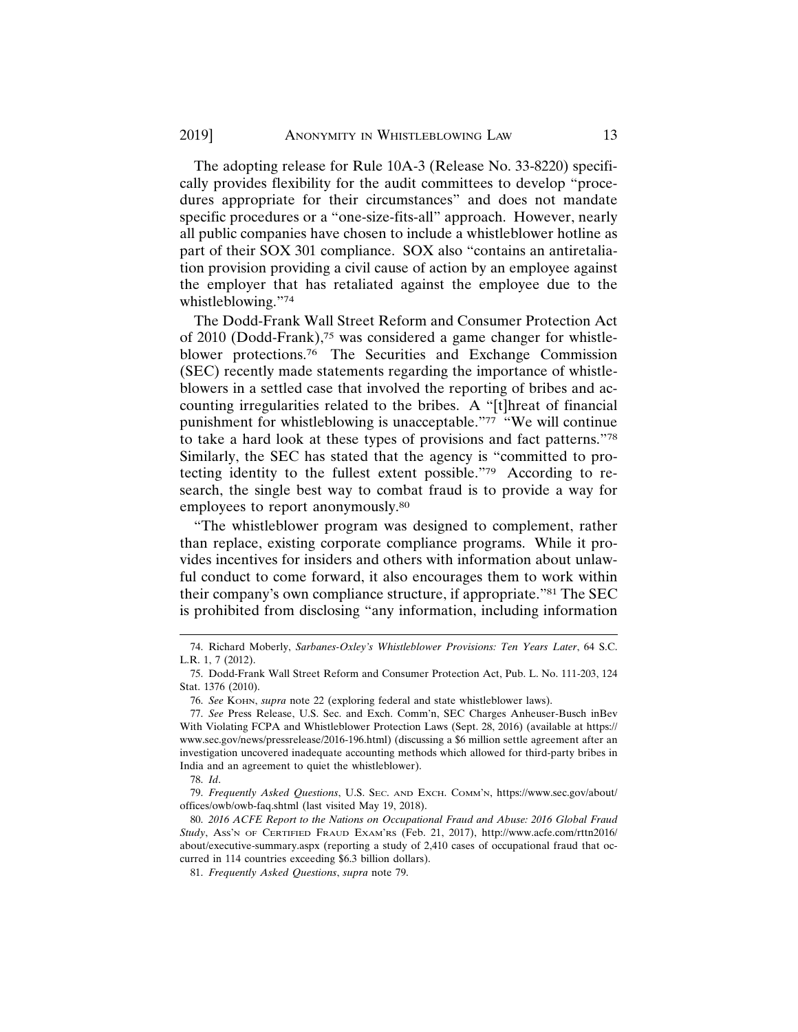The adopting release for Rule 10A-3 (Release No. 33-8220) specifically provides flexibility for the audit committees to develop "procedures appropriate for their circumstances" and does not mandate specific procedures or a "one-size-fits-all" approach. However, nearly all public companies have chosen to include a whistleblower hotline as part of their SOX 301 compliance. SOX also "contains an antiretaliation provision providing a civil cause of action by an employee against the employer that has retaliated against the employee due to the whistleblowing."[74]

The Dodd-Frank Wall Street Reform and Consumer Protection Act of 2010 (Dodd-Frank),[75] was considered a game changer for whistleblower protections.[76] The Securities and Exchange Commission (SEC) recently made statements regarding the importance of whistleblowers in a settled case that involved the reporting of bribes and accounting irregularities related to the bribes. A "[t]hreat of financial punishment for whistleblowing is unacceptable."[77] "We will continue to take a hard look at these types of provisions and fact patterns."[78] Similarly, the SEC has stated that the agency is "committed to protecting identity to the fullest extent possible."[79] According to research, the single best way to combat fraud is to provide a way for employees to report anonymously.[80]

"The whistleblower program was designed to complement, rather than replace, existing corporate compliance programs. While it provides incentives for insiders and others with information about unlawful conduct to come forward, it also encourages them to work within their company's own compliance structure, if appropriate."[81] The SEC is prohibited from disclosing "any information, including information

---

74. Richard Moberly, *Sarbanes-Oxley's Whistleblower Provisions: Ten Years Later*, 64 S.C. L.R. 1, 7 (2012).

75. Dodd-Frank Wall Street Reform and Consumer Protection Act, Pub. L. No. 111-203, 124 Stat. 1376 (2010).

76. *See* KOHN, *supra* note 22 (exploring federal and state whistleblower laws).

77. *See* Press Release, U.S. Sec. and Exch. Comm'n, SEC Charges Anheuser-Busch inBev With Violating FCPA and Whistleblower Protection Laws (Sept. 28, 2016) (available at https://www.sec.gov/news/pressrelease/2016-196.html) (discussing a $6 million settle agreement after an investigation uncovered inadequate accounting methods which allowed for third-party bribes in India and an agreement to quiet the whistleblower).

78. *Id*.

79. *Frequently Asked Questions*, U.S. SEC. AND EXCH. COMM'N, https://www.sec.gov/about/offices/owb/owb-faq.shtml (last visited May 19, 2018).

80. *2016 ACFE Report to the Nations on Occupational Fraud and Abuse: 2016 Global Fraud Study*, ASS'N OF CERTIFIED FRAUD EXAM'RS (Feb. 21, 2017), http://www.acfe.com/rttn2016/about/executive-summary.aspx (reporting a study of 2,410 cases of occupational fraud that occurred in 114 countries exceeding $6.3 billion dollars).

81. *Frequently Asked Questions*, *supra* note 79.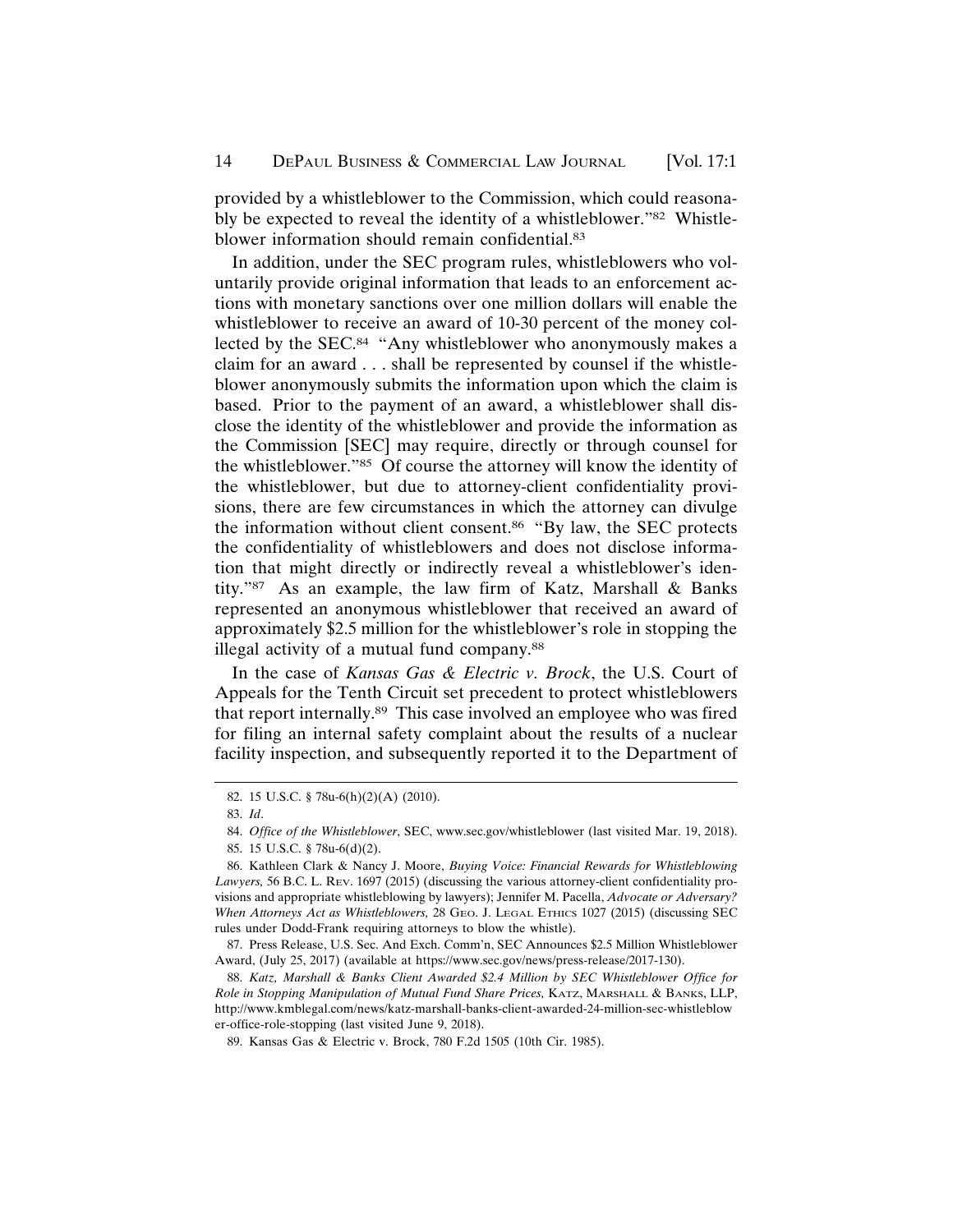provided by a whistleblower to the Commission, which could reasonably be expected to reveal the identity of a whistleblower."[82] Whistleblower information should remain confidential.[83]

In addition, under the SEC program rules, whistleblowers who voluntarily provide original information that leads to an enforcement actions with monetary sanctions over one million dollars will enable the whistleblower to receive an award of 10-30 percent of the money collected by the SEC.[84] "Any whistleblower who anonymously makes a claim for an award . . . shall be represented by counsel if the whistleblower anonymously submits the information upon which the claim is based. Prior to the payment of an award, a whistleblower shall disclose the identity of the whistleblower and provide the information as the Commission [SEC] may require, directly or through counsel for the whistleblower."[85] Of course the attorney will know the identity of the whistleblower, but due to attorney-client confidentiality provisions, there are few circumstances in which the attorney can divulge the information without client consent.[86] "By law, the SEC protects the confidentiality of whistleblowers and does not disclose information that might directly or indirectly reveal a whistleblower's identity."[87] As an example, the law firm of Katz, Marshall & Banks represented an anonymous whistleblower that received an award of approximately $2.5 million for the whistleblower's role in stopping the illegal activity of a mutual fund company.[88]

In the case of *Kansas Gas & Electric v. Brock*, the U.S. Court of Appeals for the Tenth Circuit set precedent to protect whistleblowers that report internally.[89] This case involved an employee who was fired for filing an internal safety complaint about the results of a nuclear facility inspection, and subsequently reported it to the Department of

---

82. 15 U.S.C. § 78u-6(h)(2)(A) (2010).

83. *Id*.

84. *Office of the Whistleblower*, SEC, www.sec.gov/whistleblower (last visited Mar. 19, 2018).

85. 15 U.S.C. § 78u-6(d)(2).

86. Kathleen Clark & Nancy J. Moore, *Buying Voice: Financial Rewards for Whistleblowing Lawyers,* 56 B.C. L. Rev. 1697 (2015) (discussing the various attorney-client confidentiality provisions and appropriate whistleblowing by lawyers); Jennifer M. Pacella, *Advocate or Adversary? When Attorneys Act as Whistleblowers,* 28 Geo. J. Legal Ethics 1027 (2015) (discussing SEC rules under Dodd-Frank requiring attorneys to blow the whistle).

87. Press Release, U.S. Sec. And Exch. Comm'n, SEC Announces $2.5 Million Whistleblower Award, (July 25, 2017) (available at https://www.sec.gov/news/press-release/2017-130).

88. *Katz, Marshall & Banks Client Awarded $2.4 Million by SEC Whistleblower Office for Role in Stopping Manipulation of Mutual Fund Share Prices,* Katz, Marshall & Banks, LLP, http://www.kmblegal.com/news/katz-marshall-banks-client-awarded-24-million-sec-whistleblower-office-role-stopping (last visited June 9, 2018).

89. Kansas Gas & Electric v. Brock, 780 F.2d 1505 (10th Cir. 1985).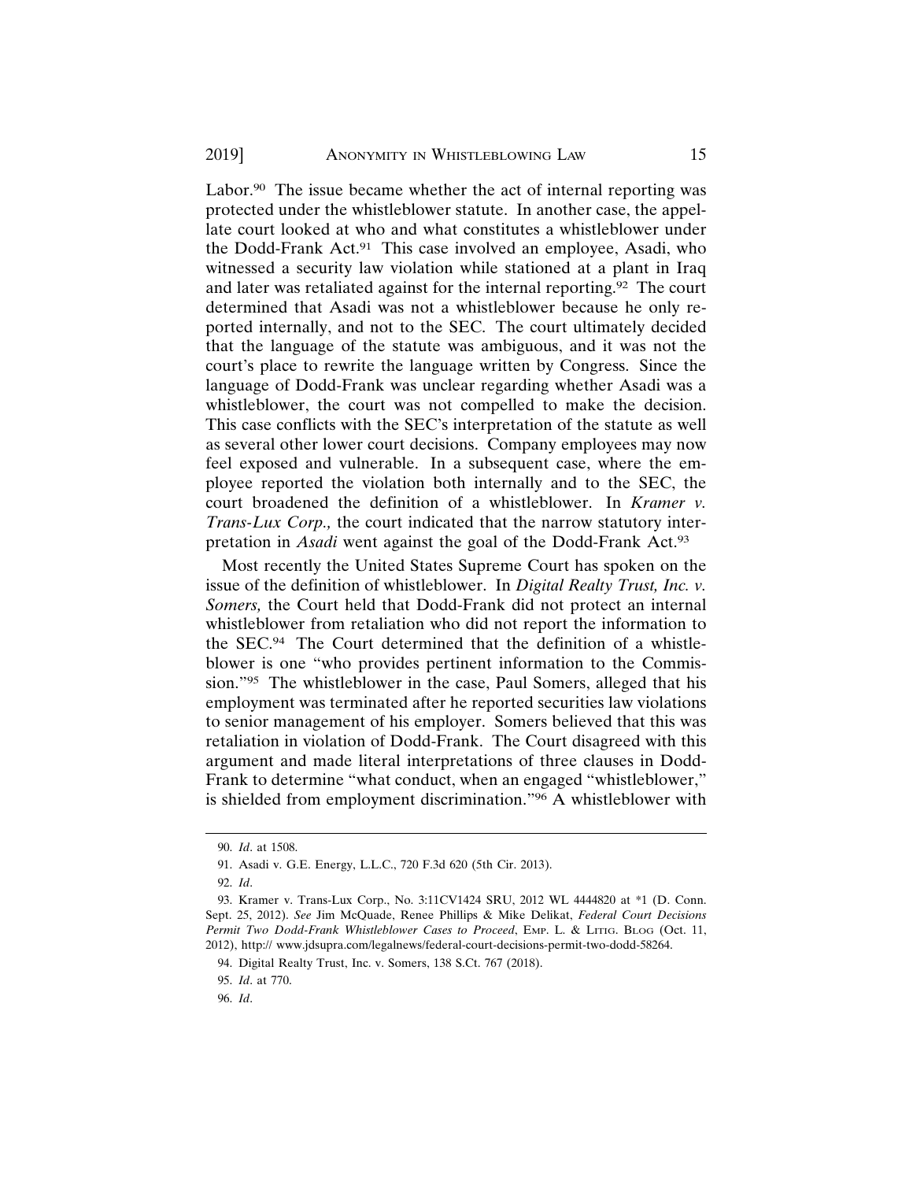Labor.[90] The issue became whether the act of internal reporting was protected under the whistleblower statute. In another case, the appellate court looked at who and what constitutes a whistleblower under the Dodd-Frank Act.[91] This case involved an employee, Asadi, who witnessed a security law violation while stationed at a plant in Iraq and later was retaliated against for the internal reporting.[92] The court determined that Asadi was not a whistleblower because he only reported internally, and not to the SEC. The court ultimately decided that the language of the statute was ambiguous, and it was not the court's place to rewrite the language written by Congress. Since the language of Dodd-Frank was unclear regarding whether Asadi was a whistleblower, the court was not compelled to make the decision. This case conflicts with the SEC's interpretation of the statute as well as several other lower court decisions. Company employees may now feel exposed and vulnerable. In a subsequent case, where the employee reported the violation both internally and to the SEC, the court broadened the definition of a whistleblower. In *Kramer v. Trans-Lux Corp.,* the court indicated that the narrow statutory interpretation in *Asadi* went against the goal of the Dodd-Frank Act.[93]

Most recently the United States Supreme Court has spoken on the issue of the definition of whistleblower. In *Digital Realty Trust, Inc. v. Somers,* the Court held that Dodd-Frank did not protect an internal whistleblower from retaliation who did not report the information to the SEC.[94] The Court determined that the definition of a whistleblower is one "who provides pertinent information to the Commission."[95] The whistleblower in the case, Paul Somers, alleged that his employment was terminated after he reported securities law violations to senior management of his employer. Somers believed that this was retaliation in violation of Dodd-Frank. The Court disagreed with this argument and made literal interpretations of three clauses in Dodd-Frank to determine "what conduct, when an engaged "whistleblower," is shielded from employment discrimination."[96] A whistleblower with

---

90. *Id*. at 1508.

91. Asadi v. G.E. Energy, L.L.C., 720 F.3d 620 (5th Cir. 2013).

92. *Id*.

93. Kramer v. Trans-Lux Corp., No. 3:11CV1424 SRU, 2012 WL 4444820 at *1 (D. Conn. Sept. 25, 2012). *See* Jim McQuade, Renee Phillips & Mike Delikat, *Federal Court Decisions Permit Two Dodd-Frank Whistleblower Cases to Proceed*, EMP. L. & LITIG. BLOG (Oct. 11, 2012), http:// www.jdsupra.com/legalnews/federal-court-decisions-permit-two-dodd-58264.

94. Digital Realty Trust, Inc. v. Somers, 138 S.Ct. 767 (2018).

95. *Id*. at 770.

96. *Id*.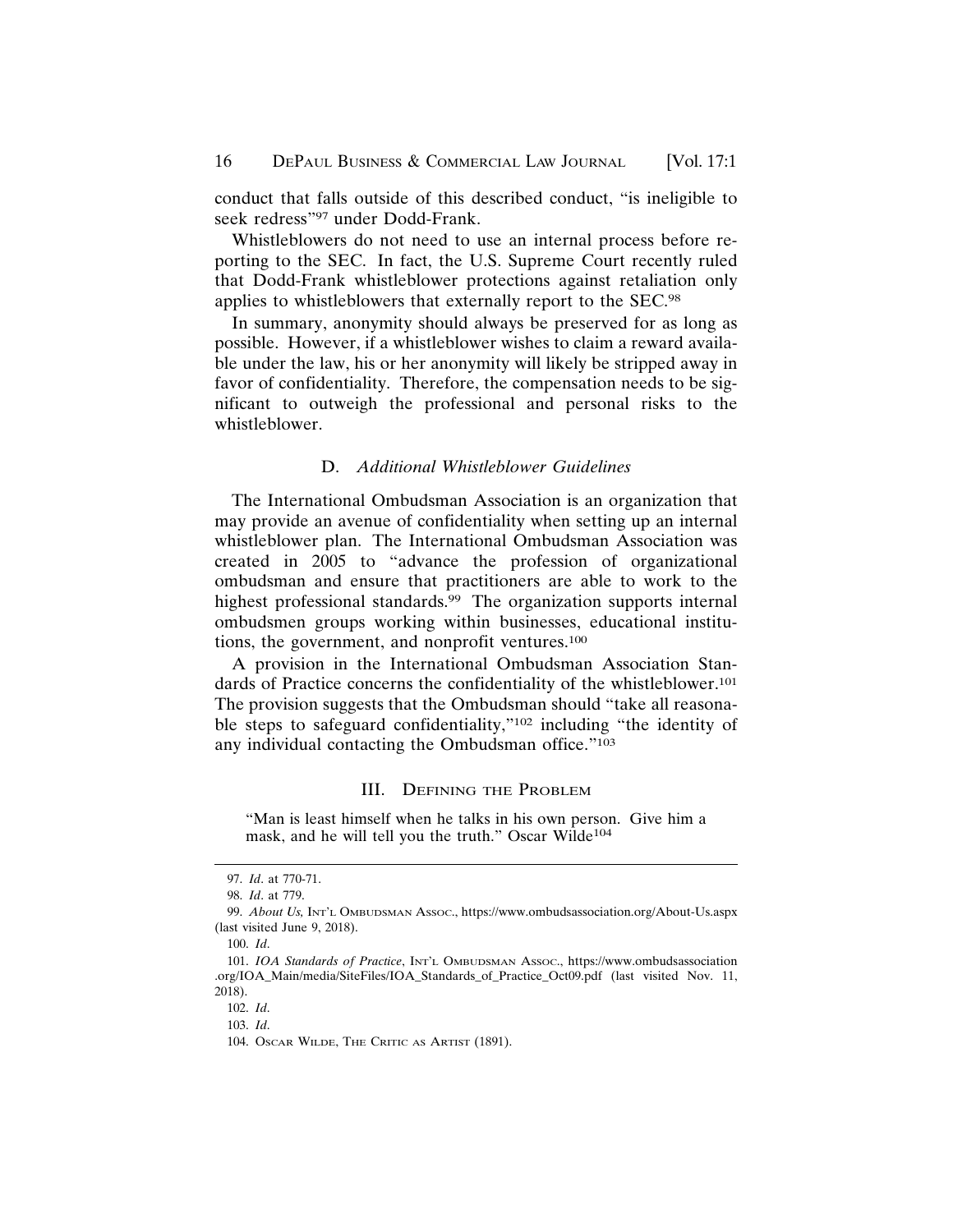conduct that falls outside of this described conduct, "is ineligible to seek redress"[97] under Dodd-Frank.

Whistleblowers do not need to use an internal process before reporting to the SEC. In fact, the U.S. Supreme Court recently ruled that Dodd-Frank whistleblower protections against retaliation only applies to whistleblowers that externally report to the SEC.[98]

In summary, anonymity should always be preserved for as long as possible. However, if a whistleblower wishes to claim a reward available under the law, his or her anonymity will likely be stripped away in favor of confidentiality. Therefore, the compensation needs to be significant to outweigh the professional and personal risks to the whistleblower.

### D. *Additional Whistleblower Guidelines*

The International Ombudsman Association is an organization that may provide an avenue of confidentiality when setting up an internal whistleblower plan. The International Ombudsman Association was created in 2005 to "advance the profession of organizational ombudsman and ensure that practitioners are able to work to the highest professional standards.[99] The organization supports internal ombudsmen groups working within businesses, educational institutions, the government, and nonprofit ventures.[100]

A provision in the International Ombudsman Association Standards of Practice concerns the confidentiality of the whistleblower.[101] The provision suggests that the Ombudsman should "take all reasonable steps to safeguard confidentiality,"[102] including "the identity of any individual contacting the Ombudsman office."[103]

## III. Defining the Problem

"Man is least himself when he talks in his own person. Give him a mask, and he will tell you the truth." Oscar Wilde[104]

---

97. *Id*. at 770-71.

98. *Id*. at 779.

99. *About Us,* Int'l Ombudsman Assoc., https://www.ombudsassociation.org/About-Us.aspx (last visited June 9, 2018).

100. *Id*.

101. *IOA Standards of Practice*, Int'l Ombudsman Assoc., https://www.ombudsassociation.org/IOA_Main/media/SiteFiles/IOA_Standards_of_Practice_Oct09.pdf (last visited Nov. 11, 2018).

102. *Id*.

103. *Id*.

104. Oscar Wilde, The Critic as Artist (1891).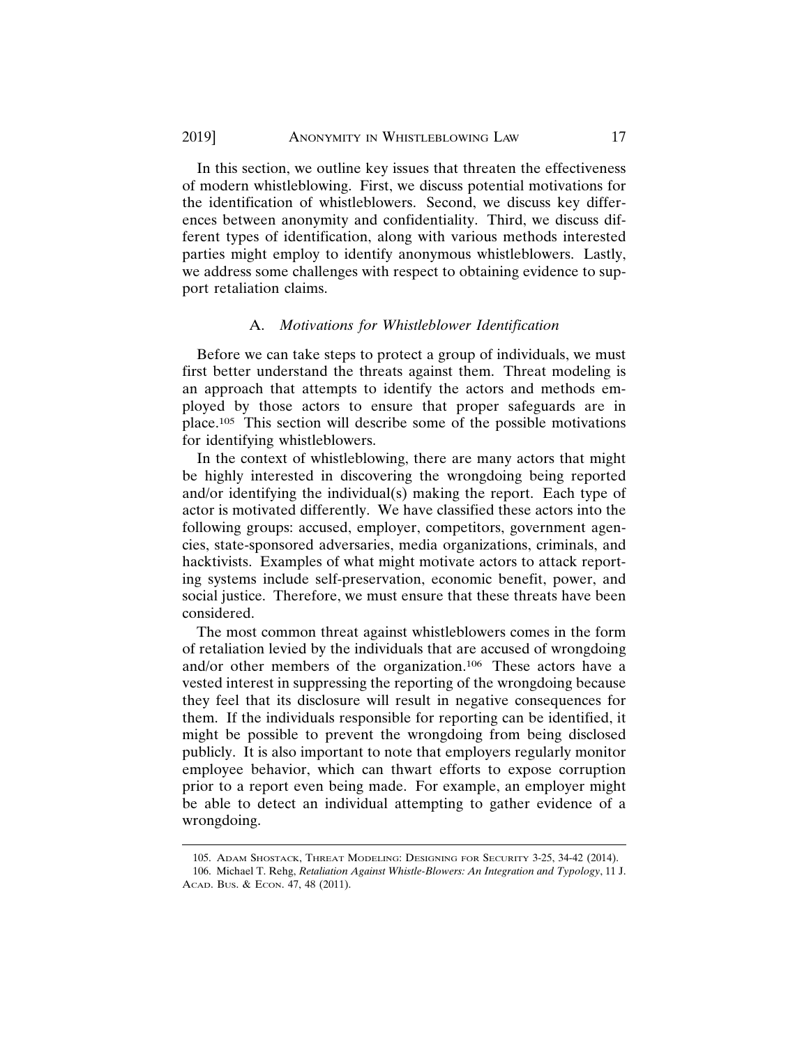In this section, we outline key issues that threaten the effectiveness of modern whistleblowing. First, we discuss potential motivations for the identification of whistleblowers. Second, we discuss key differences between anonymity and confidentiality. Third, we discuss different types of identification, along with various methods interested parties might employ to identify anonymous whistleblowers. Lastly, we address some challenges with respect to obtaining evidence to support retaliation claims.

### A. *Motivations for Whistleblower Identification*

Before we can take steps to protect a group of individuals, we must first better understand the threats against them. Threat modeling is an approach that attempts to identify the actors and methods employed by those actors to ensure that proper safeguards are in place.[105] This section will describe some of the possible motivations for identifying whistleblowers.

In the context of whistleblowing, there are many actors that might be highly interested in discovering the wrongdoing being reported and/or identifying the individual(s) making the report. Each type of actor is motivated differently. We have classified these actors into the following groups: accused, employer, competitors, government agencies, state-sponsored adversaries, media organizations, criminals, and hacktivists. Examples of what might motivate actors to attack reporting systems include self-preservation, economic benefit, power, and social justice. Therefore, we must ensure that these threats have been considered.

The most common threat against whistleblowers comes in the form of retaliation levied by the individuals that are accused of wrongdoing and/or other members of the organization.[106] These actors have a vested interest in suppressing the reporting of the wrongdoing because they feel that its disclosure will result in negative consequences for them. If the individuals responsible for reporting can be identified, it might be possible to prevent the wrongdoing from being disclosed publicly. It is also important to note that employers regularly monitor employee behavior, which can thwart efforts to expose corruption prior to a report even being made. For example, an employer might be able to detect an individual attempting to gather evidence of a wrongdoing.

---

105. ADAM SHOSTACK, THREAT MODELING: DESIGNING FOR SECURITY 3-25, 34-42 (2014).

106. Michael T. Rehg, *Retaliation Against Whistle-Blowers: An Integration and Typology*, 11 J. ACAD. BUS. & ECON. 47, 48 (2011).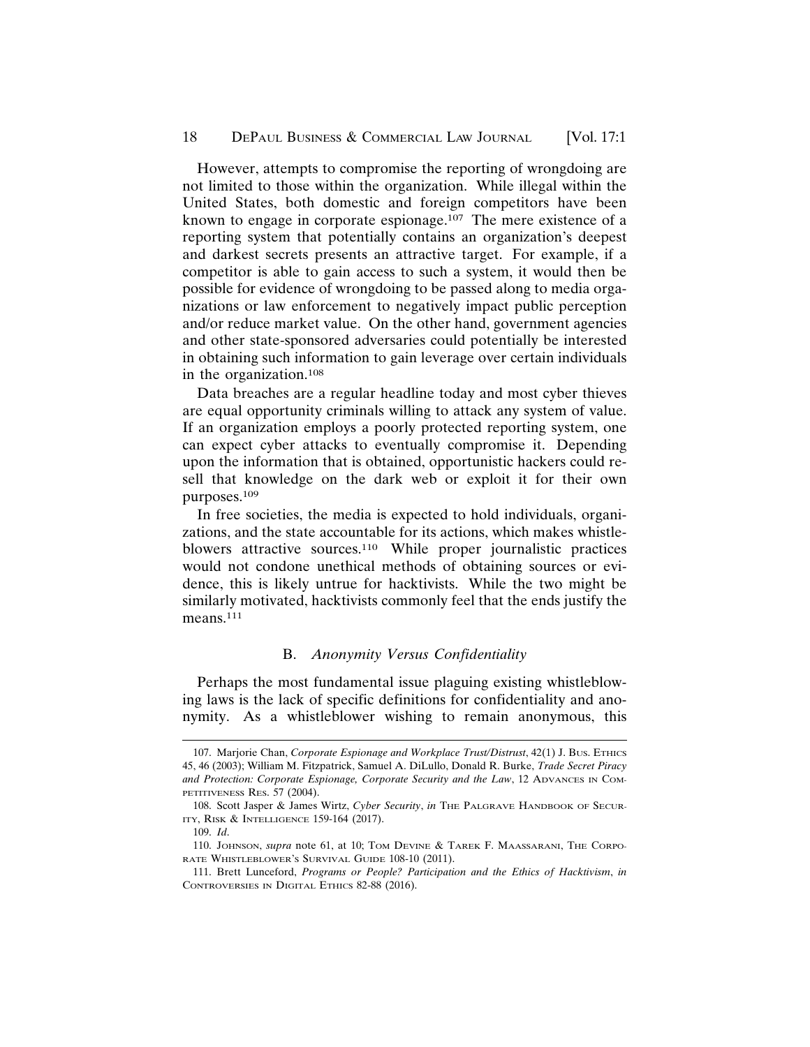However, attempts to compromise the reporting of wrongdoing are not limited to those within the organization. While illegal within the United States, both domestic and foreign competitors have been known to engage in corporate espionage.[107] The mere existence of a reporting system that potentially contains an organization's deepest and darkest secrets presents an attractive target. For example, if a competitor is able to gain access to such a system, it would then be possible for evidence of wrongdoing to be passed along to media organizations or law enforcement to negatively impact public perception and/or reduce market value. On the other hand, government agencies and other state-sponsored adversaries could potentially be interested in obtaining such information to gain leverage over certain individuals in the organization.[108]

Data breaches are a regular headline today and most cyber thieves are equal opportunity criminals willing to attack any system of value. If an organization employs a poorly protected reporting system, one can expect cyber attacks to eventually compromise it. Depending upon the information that is obtained, opportunistic hackers could resell that knowledge on the dark web or exploit it for their own purposes.[109]

In free societies, the media is expected to hold individuals, organizations, and the state accountable for its actions, which makes whistleblowers attractive sources.[110] While proper journalistic practices would not condone unethical methods of obtaining sources or evidence, this is likely untrue for hacktivists. While the two might be similarly motivated, hacktivists commonly feel that the ends justify the means.[111]

### B. *Anonymity Versus Confidentiality*

Perhaps the most fundamental issue plaguing existing whistleblowing laws is the lack of specific definitions for confidentiality and anonymity. As a whistleblower wishing to remain anonymous, this

---

107. Marjorie Chan, *Corporate Espionage and Workplace Trust/Distrust*, 42(1) J. BUS. ETHICS 45, 46 (2003); William M. Fitzpatrick, Samuel A. DiLullo, Donald R. Burke, *Trade Secret Piracy and Protection: Corporate Espionage, Corporate Security and the Law*, 12 ADVANCES IN COMPETITIVENESS RES. 57 (2004).

108. Scott Jasper & James Wirtz, *Cyber Security*, *in* THE PALGRAVE HANDBOOK OF SECURITY, RISK & INTELLIGENCE 159-164 (2017).

109. *Id*.

110. JOHNSON, *supra* note 61, at 10; TOM DEVINE & TAREK F. MAASSARANI, THE CORPORATE WHISTLEBLOWER'S SURVIVAL GUIDE 108-10 (2011).

111. Brett Lunceford, *Programs or People? Participation and the Ethics of Hacktivism*, *in* CONTROVERSIES IN DIGITAL ETHICS 82-88 (2016).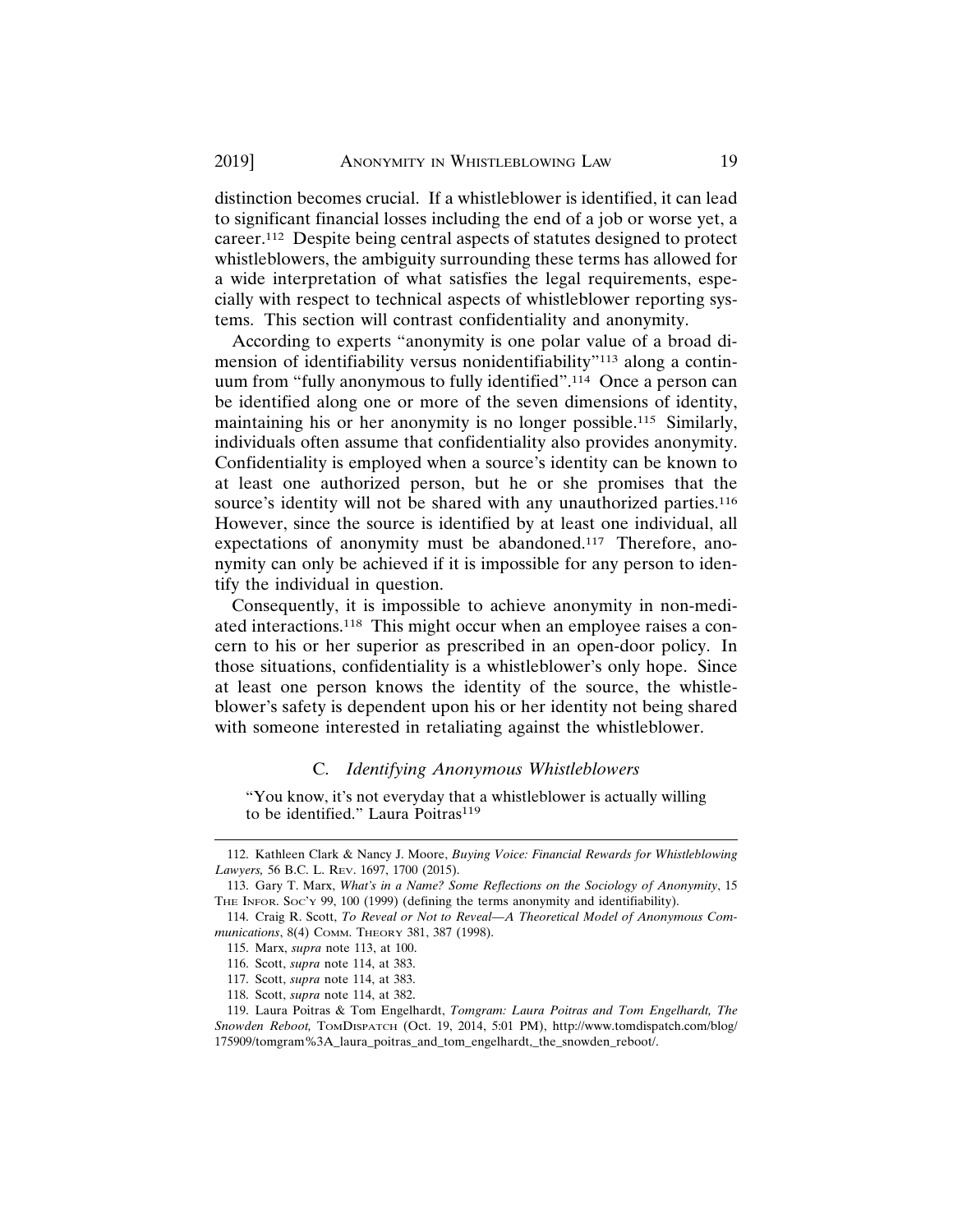distinction becomes crucial. If a whistleblower is identified, it can lead to significant financial losses including the end of a job or worse yet, a career.[112] Despite being central aspects of statutes designed to protect whistleblowers, the ambiguity surrounding these terms has allowed for a wide interpretation of what satisfies the legal requirements, especially with respect to technical aspects of whistleblower reporting systems. This section will contrast confidentiality and anonymity.

According to experts "anonymity is one polar value of a broad dimension of identifiability versus nonidentifiability"[113] along a continuum from "fully anonymous to fully identified".[114] Once a person can be identified along one or more of the seven dimensions of identity, maintaining his or her anonymity is no longer possible.[115] Similarly, individuals often assume that confidentiality also provides anonymity. Confidentiality is employed when a source's identity can be known to at least one authorized person, but he or she promises that the source's identity will not be shared with any unauthorized parties.[116] However, since the source is identified by at least one individual, all expectations of anonymity must be abandoned.[117] Therefore, anonymity can only be achieved if it is impossible for any person to identify the individual in question.

Consequently, it is impossible to achieve anonymity in non-mediated interactions.[118] This might occur when an employee raises a concern to his or her superior as prescribed in an open-door policy. In those situations, confidentiality is a whistleblower's only hope. Since at least one person knows the identity of the source, the whistleblower's safety is dependent upon his or her identity not being shared with someone interested in retaliating against the whistleblower.

### C. *Identifying Anonymous Whistleblowers*

"You know, it's not everyday that a whistleblower is actually willing to be identified." Laura Poitras[119]

---

112. Kathleen Clark & Nancy J. Moore, *Buying Voice: Financial Rewards for Whistleblowing Lawyers,* 56 B.C. L. Rev. 1697, 1700 (2015).

113. Gary T. Marx, *What's in a Name? Some Reflections on the Sociology of Anonymity*, 15 The Infor. Soc'y 99, 100 (1999) (defining the terms anonymity and identifiability).

114. Craig R. Scott, *To Reveal or Not to Reveal—A Theoretical Model of Anonymous Communications*, 8(4) Comm. Theory 381, 387 (1998).

115. Marx, *supra* note 113, at 100.

116. Scott, *supra* note 114, at 383.

117. Scott, *supra* note 114, at 383.

118. Scott, *supra* note 114, at 382.

119. Laura Poitras & Tom Engelhardt, *Tomgram: Laura Poitras and Tom Engelhardt, The Snowden Reboot,* TomDispatch (Oct. 19, 2014, 5:01 PM), http://www.tomdispatch.com/blog/175909/tomgram%3A_laura_poitras_and_tom_engelhardt,_the_snowden_reboot/.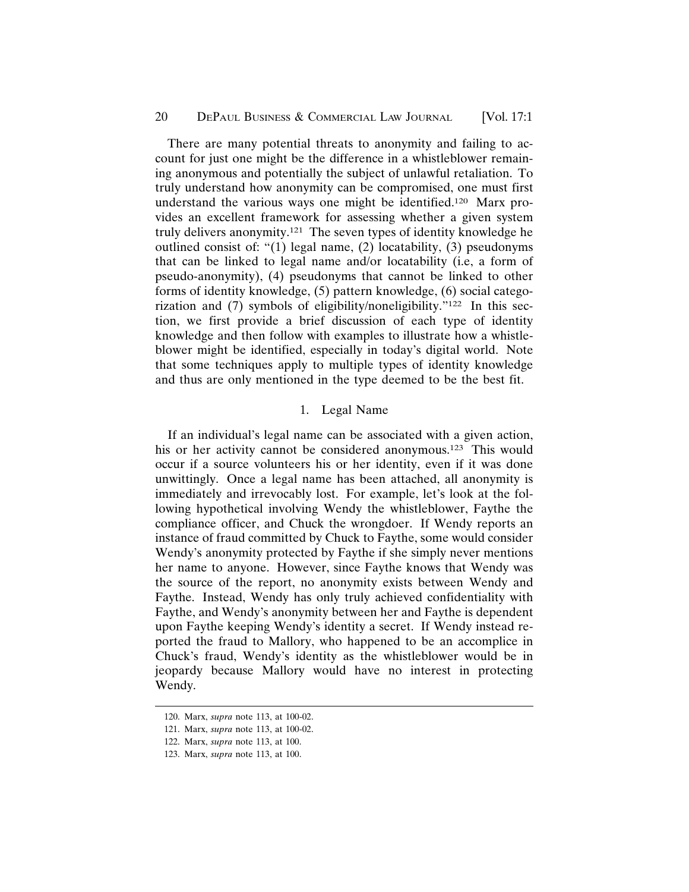There are many potential threats to anonymity and failing to account for just one might be the difference in a whistleblower remaining anonymous and potentially the subject of unlawful retaliation. To truly understand how anonymity can be compromised, one must first understand the various ways one might be identified.[120] Marx provides an excellent framework for assessing whether a given system truly delivers anonymity.[121] The seven types of identity knowledge he outlined consist of: "(1) legal name, (2) locatability, (3) pseudonyms that can be linked to legal name and/or locatability (i.e, a form of pseudo-anonymity), (4) pseudonyms that cannot be linked to other forms of identity knowledge, (5) pattern knowledge, (6) social categorization and (7) symbols of eligibility/noneligibility."[122] In this section, we first provide a brief discussion of each type of identity knowledge and then follow with examples to illustrate how a whistleblower might be identified, especially in today's digital world. Note that some techniques apply to multiple types of identity knowledge and thus are only mentioned in the type deemed to be the best fit.

### 1. Legal Name

If an individual's legal name can be associated with a given action, his or her activity cannot be considered anonymous.[123] This would occur if a source volunteers his or her identity, even if it was done unwittingly. Once a legal name has been attached, all anonymity is immediately and irrevocably lost. For example, let's look at the following hypothetical involving Wendy the whistleblower, Faythe the compliance officer, and Chuck the wrongdoer. If Wendy reports an instance of fraud committed by Chuck to Faythe, some would consider Wendy's anonymity protected by Faythe if she simply never mentions her name to anyone. However, since Faythe knows that Wendy was the source of the report, no anonymity exists between Wendy and Faythe. Instead, Wendy has only truly achieved confidentiality with Faythe, and Wendy's anonymity between her and Faythe is dependent upon Faythe keeping Wendy's identity a secret. If Wendy instead reported the fraud to Mallory, who happened to be an accomplice in Chuck's fraud, Wendy's identity as the whistleblower would be in jeopardy because Mallory would have no interest in protecting Wendy.

---

120. Marx, *supra* note 113, at 100-02.

121. Marx, *supra* note 113, at 100-02.

122. Marx, *supra* note 113, at 100.

123. Marx, *supra* note 113, at 100.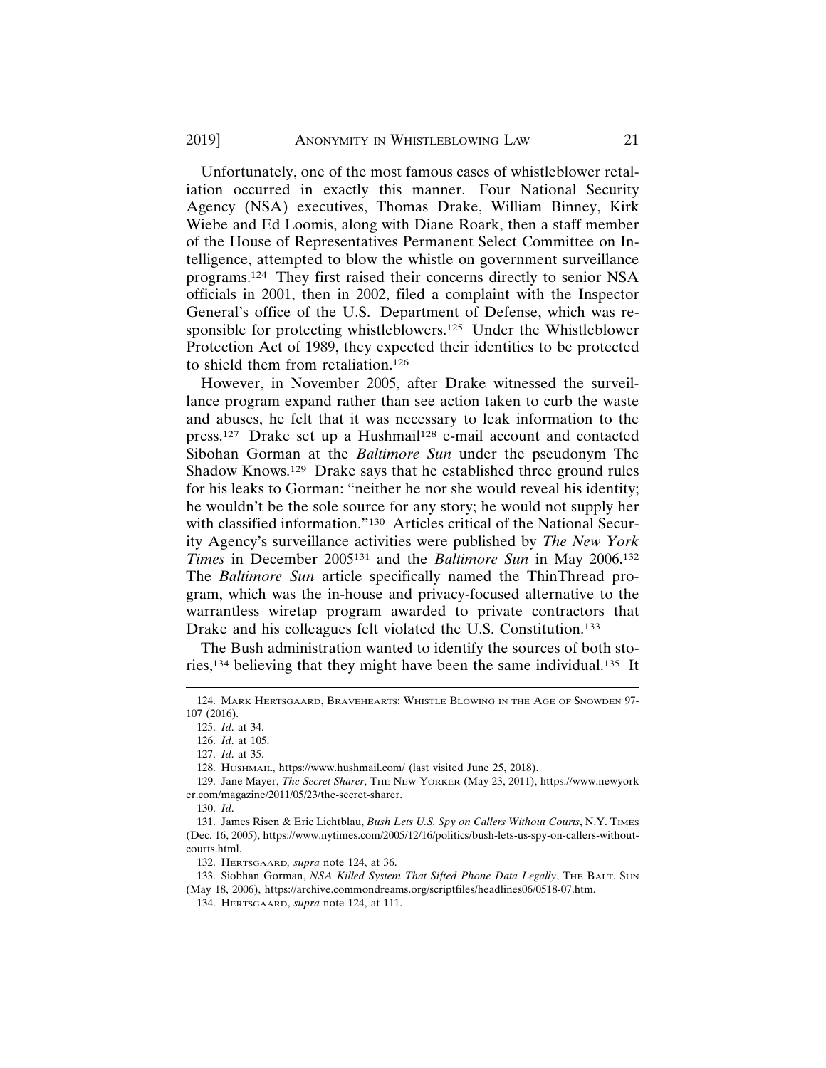Unfortunately, one of the most famous cases of whistleblower retaliation occurred in exactly this manner. Four National Security Agency (NSA) executives, Thomas Drake, William Binney, Kirk Wiebe and Ed Loomis, along with Diane Roark, then a staff member of the House of Representatives Permanent Select Committee on Intelligence, attempted to blow the whistle on government surveillance programs.[124] They first raised their concerns directly to senior NSA officials in 2001, then in 2002, filed a complaint with the Inspector General's office of the U.S. Department of Defense, which was responsible for protecting whistleblowers.[125] Under the Whistleblower Protection Act of 1989, they expected their identities to be protected to shield them from retaliation.[126]

However, in November 2005, after Drake witnessed the surveillance program expand rather than see action taken to curb the waste and abuses, he felt that it was necessary to leak information to the press.[127] Drake set up a Hushmail[128] e-mail account and contacted Sibohan Gorman at the *Baltimore Sun* under the pseudonym The Shadow Knows.[129] Drake says that he established three ground rules for his leaks to Gorman: "neither he nor she would reveal his identity; he wouldn't be the sole source for any story; he would not supply her with classified information."[130] Articles critical of the National Security Agency's surveillance activities were published by *The New York Times* in December 2005[131] and the *Baltimore Sun* in May 2006.[132] The *Baltimore Sun* article specifically named the ThinThread program, which was the in-house and privacy-focused alternative to the warrantless wiretap program awarded to private contractors that Drake and his colleagues felt violated the U.S. Constitution.[133]

The Bush administration wanted to identify the sources of both stories,[134] believing that they might have been the same individual.[135] It

---

124. Mark Hertsgaard, Bravehearts: Whistle Blowing in the Age of Snowden 97-107 (2016).

125. *Id*. at 34.

126. *Id*. at 105.

127. *Id*. at 35.

128. Hushmail, https://www.hushmail.com/ (last visited June 25, 2018).

129. Jane Mayer, *The Secret Sharer*, The New Yorker (May 23, 2011), https://www.newyorker.com/magazine/2011/05/23/the-secret-sharer.

130. *Id*.

131. James Risen & Eric Lichtblau, *Bush Lets U.S. Spy on Callers Without Courts*, N.Y. Times (Dec. 16, 2005), https://www.nytimes.com/2005/12/16/politics/bush-lets-us-spy-on-callers-without-courts.html.

132. Hertsgaard, *supra* note 124, at 36.

133. Siobhan Gorman, *NSA Killed System That Sifted Phone Data Legally*, The Balt. Sun (May 18, 2006), https://archive.commondreams.org/scriptfiles/headlines06/0518-07.htm.

134. Hertsgaard, *supra* note 124, at 111.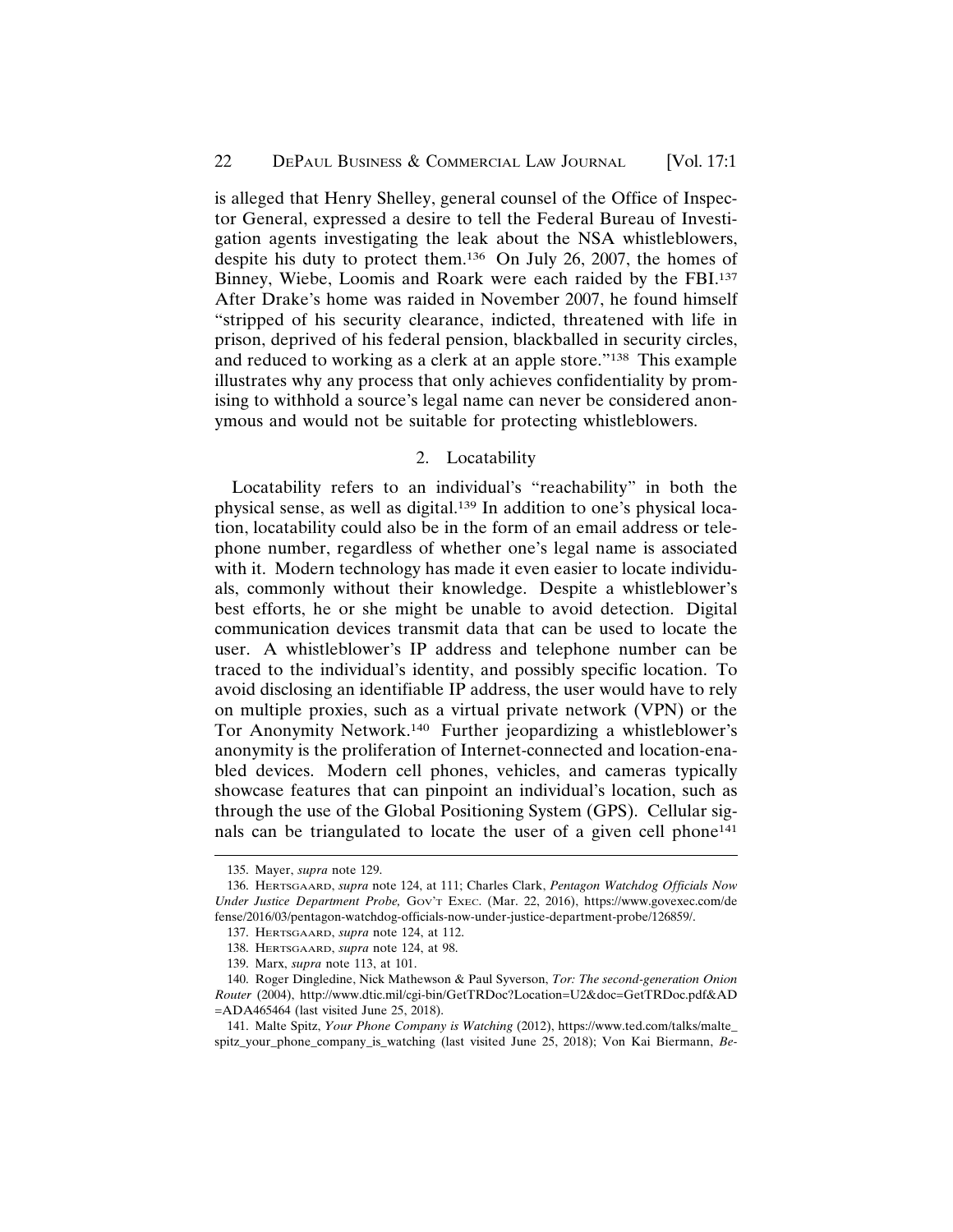is alleged that Henry Shelley, general counsel of the Office of Inspector General, expressed a desire to tell the Federal Bureau of Investigation agents investigating the leak about the NSA whistleblowers, despite his duty to protect them.[136] On July 26, 2007, the homes of Binney, Wiebe, Loomis and Roark were each raided by the FBI.[137] After Drake's home was raided in November 2007, he found himself "stripped of his security clearance, indicted, threatened with life in prison, deprived of his federal pension, blackballed in security circles, and reduced to working as a clerk at an apple store."[138] This example illustrates why any process that only achieves confidentiality by promising to withhold a source's legal name can never be considered anonymous and would not be suitable for protecting whistleblowers.

### 2. Locatability

Locatability refers to an individual's "reachability" in both the physical sense, as well as digital.[139] In addition to one's physical location, locatability could also be in the form of an email address or telephone number, regardless of whether one's legal name is associated with it. Modern technology has made it even easier to locate individuals, commonly without their knowledge. Despite a whistleblower's best efforts, he or she might be unable to avoid detection. Digital communication devices transmit data that can be used to locate the user. A whistleblower's IP address and telephone number can be traced to the individual's identity, and possibly specific location. To avoid disclosing an identifiable IP address, the user would have to rely on multiple proxies, such as a virtual private network (VPN) or the Tor Anonymity Network.[140] Further jeopardizing a whistleblower's anonymity is the proliferation of Internet-connected and location-enabled devices. Modern cell phones, vehicles, and cameras typically showcase features that can pinpoint an individual's location, such as through the use of the Global Positioning System (GPS). Cellular signals can be triangulated to locate the user of a given cell phone[141]

---

135. Mayer, *supra* note 129.

136. HERTSGAARD, *supra* note 124, at 111; Charles Clark, *Pentagon Watchdog Officials Now Under Justice Department Probe,* GOV'T EXEC. (Mar. 22, 2016), https://www.govexec.com/defense/2016/03/pentagon-watchdog-officials-now-under-justice-department-probe/126859/.

137. HERTSGAARD, *supra* note 124, at 112.

138. HERTSGAARD, *supra* note 124, at 98.

139. Marx, *supra* note 113, at 101.

140. Roger Dingledine, Nick Mathewson & Paul Syverson, *Tor: The second-generation Onion Router* (2004), http://www.dtic.mil/cgi-bin/GetTRDoc?Location=U2&doc=GetTRDoc.pdf&AD=ADA465464 (last visited June 25, 2018).

141. Malte Spitz, *Your Phone Company is Watching* (2012), https://www.ted.com/talks/malte_spitz_your_phone_company_is_watching (last visited June 25, 2018); Von Kai Biermann, *Be-*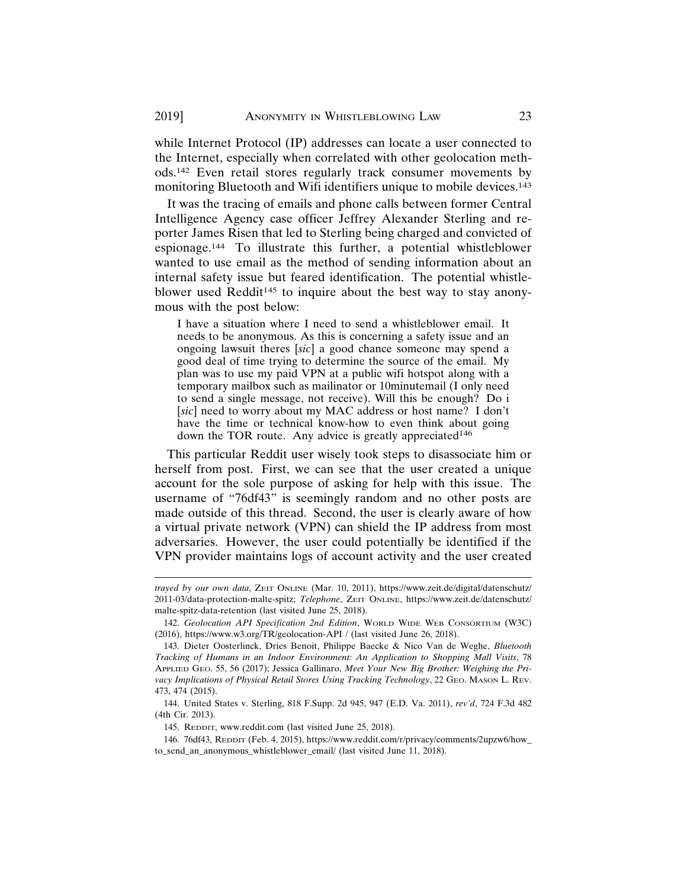while Internet Protocol (IP) addresses can locate a user connected to the Internet, especially when correlated with other geolocation methods.[142] Even retail stores regularly track consumer movements by monitoring Bluetooth and Wifi identifiers unique to mobile devices.[143]

It was the tracing of emails and phone calls between former Central Intelligence Agency case officer Jeffrey Alexander Sterling and reporter James Risen that led to Sterling being charged and convicted of espionage.[144] To illustrate this further, a potential whistleblower wanted to use email as the method of sending information about an internal safety issue but feared identification. The potential whistleblower used Reddit[145] to inquire about the best way to stay anonymous with the post below:

> I have a situation where I need to send a whistleblower email. It needs to be anonymous. As this is concerning a safety issue and an ongoing lawsuit theres [*sic*] a good chance someone may spend a good deal of time trying to determine the source of the email. My plan was to use my paid VPN at a public wifi hotspot along with a temporary mailbox such as mailinator or 10minutemail (I only need to send a single message, not receive). Will this be enough? Do i [*sic*] need to worry about my MAC address or host name? I don't have the time or technical know-how to even think about going down the TOR route. Any advice is greatly appreciated[146]

This particular Reddit user wisely took steps to disassociate him or herself from post. First, we can see that the user created a unique account for the sole purpose of asking for help with this issue. The username of "76df43" is seemingly random and no other posts are made outside of this thread. Second, the user is clearly aware of how a virtual private network (VPN) can shield the IP address from most adversaries. However, the user could potentially be identified if the VPN provider maintains logs of account activity and the user created

---

*trayed by our own data*, ZEIT ONLINE (Mar. 10, 2011), https://www.zeit.de/digital/datenschutz/2011-03/data-protection-malte-spitz; *Telephone*, ZEIT ONLINE, https://www.zeit.de/datenschutz/malte-spitz-data-retention (last visited June 25, 2018).

142. *Geolocation API Specification 2nd Edition*, WORLD WIDE WEB CONSORTIUM (W3C) (2016), https://www.w3.org/TR/geolocation-API / (last visited June 26, 2018).

143. Dieter Oosterlinck, Dries Benoit, Philippe Baecke & Nico Van de Weghe, *Bluetooth Tracking of Humans in an Indoor Environment: An Application to Shopping Mall Visits*, 78 APPLIED GEO. 55, 56 (2017); Jessica Gallinaro, *Meet Your New Big Brother: Weighing the Privacy Implications of Physical Retail Stores Using Tracking Technology*, 22 GEO. MASON L. REV. 473, 474 (2015).

144. United States v. Sterling, 818 F.Supp. 2d 945, 947 (E.D. Va. 2011), *rev'd*, 724 F.3d 482 (4th Cir. 2013).

145. REDDIT, www.reddit.com (last visited June 25, 2018).

146. 76df43, REDDIT (Feb. 4, 2015), https://www.reddit.com/r/privacy/comments/2upzw6/how_to_send_an_anonymous_whistleblower_email/ (last visited June 11, 2018).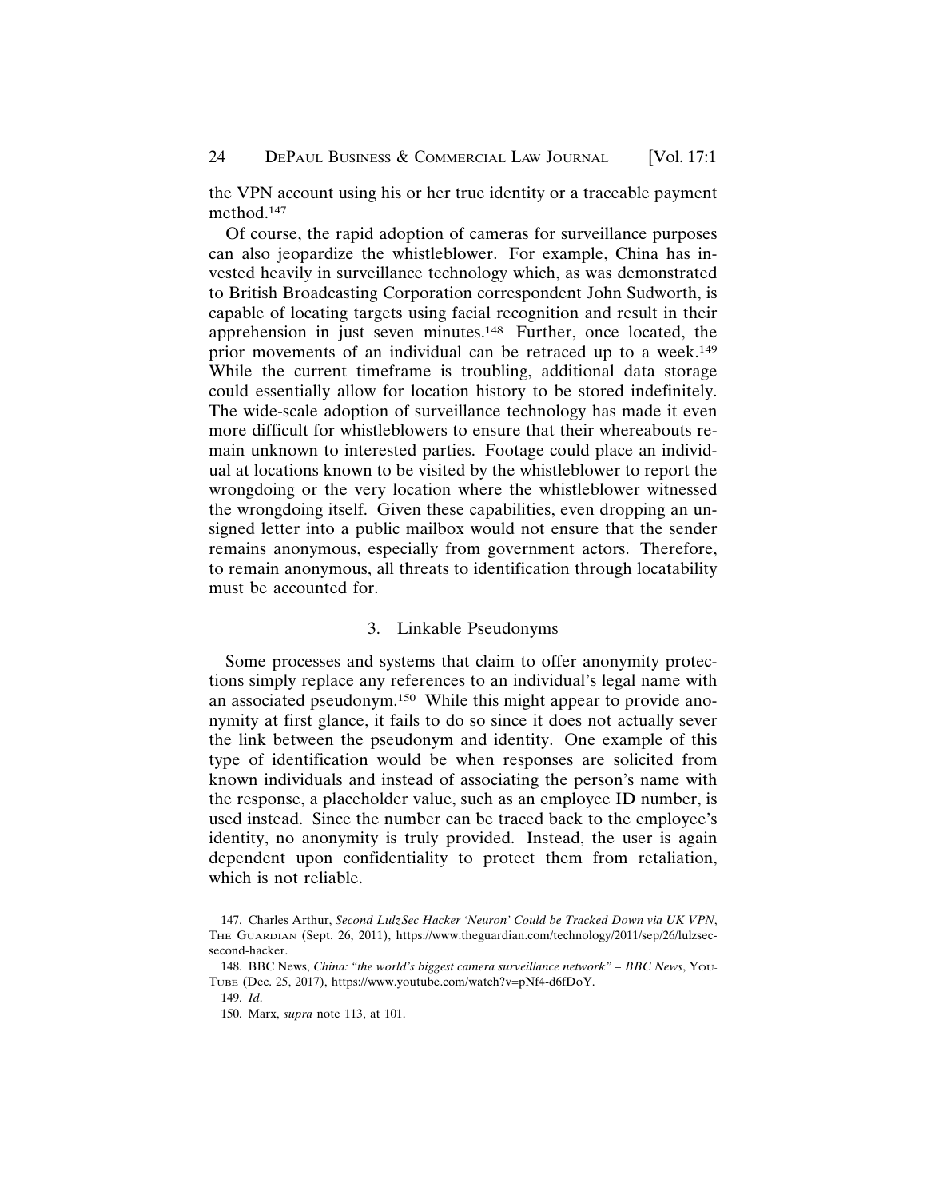the VPN account using his or her true identity or a traceable payment method.[147]

Of course, the rapid adoption of cameras for surveillance purposes can also jeopardize the whistleblower. For example, China has invested heavily in surveillance technology which, as was demonstrated to British Broadcasting Corporation correspondent John Sudworth, is capable of locating targets using facial recognition and result in their apprehension in just seven minutes.[148] Further, once located, the prior movements of an individual can be retraced up to a week.[149] While the current timeframe is troubling, additional data storage could essentially allow for location history to be stored indefinitely. The wide-scale adoption of surveillance technology has made it even more difficult for whistleblowers to ensure that their whereabouts remain unknown to interested parties. Footage could place an individual at locations known to be visited by the whistleblower to report the wrongdoing or the very location where the whistleblower witnessed the wrongdoing itself. Given these capabilities, even dropping an unsigned letter into a public mailbox would not ensure that the sender remains anonymous, especially from government actors. Therefore, to remain anonymous, all threats to identification through locatability must be accounted for.

### 3. Linkable Pseudonyms

Some processes and systems that claim to offer anonymity protections simply replace any references to an individual's legal name with an associated pseudonym.[150] While this might appear to provide anonymity at first glance, it fails to do so since it does not actually sever the link between the pseudonym and identity. One example of this type of identification would be when responses are solicited from known individuals and instead of associating the person's name with the response, a placeholder value, such as an employee ID number, is used instead. Since the number can be traced back to the employee's identity, no anonymity is truly provided. Instead, the user is again dependent upon confidentiality to protect them from retaliation, which is not reliable.

---

147. Charles Arthur, *Second LulzSec Hacker 'Neuron' Could be Tracked Down via UK VPN*, THE GUARDIAN (Sept. 26, 2011), https://www.theguardian.com/technology/2011/sep/26/lulzsec-second-hacker.

148. BBC News, *China: "the world's biggest camera surveillance network" – BBC News*, YOUTUBE (Dec. 25, 2017), https://www.youtube.com/watch?v=pNf4-d6fDoY.

149. *Id.*

150. Marx, *supra* note 113, at 101.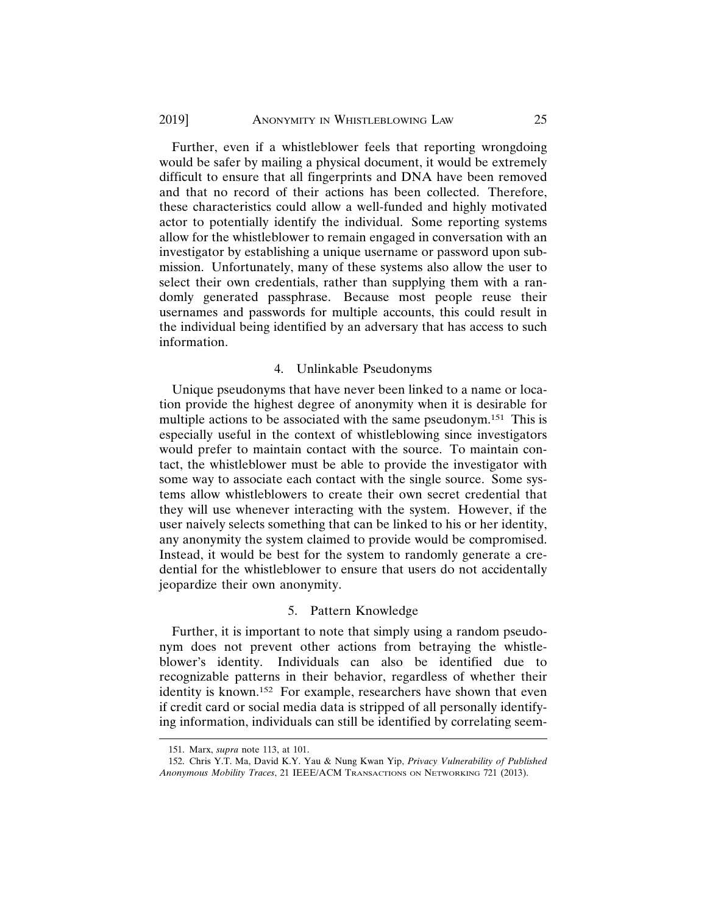Further, even if a whistleblower feels that reporting wrongdoing would be safer by mailing a physical document, it would be extremely difficult to ensure that all fingerprints and DNA have been removed and that no record of their actions has been collected. Therefore, these characteristics could allow a well-funded and highly motivated actor to potentially identify the individual. Some reporting systems allow for the whistleblower to remain engaged in conversation with an investigator by establishing a unique username or password upon submission. Unfortunately, many of these systems also allow the user to select their own credentials, rather than supplying them with a randomly generated passphrase. Because most people reuse their usernames and passwords for multiple accounts, this could result in the individual being identified by an adversary that has access to such information.

### 4. Unlinkable Pseudonyms

Unique pseudonyms that have never been linked to a name or location provide the highest degree of anonymity when it is desirable for multiple actions to be associated with the same pseudonym.[151] This is especially useful in the context of whistleblowing since investigators would prefer to maintain contact with the source. To maintain contact, the whistleblower must be able to provide the investigator with some way to associate each contact with the single source. Some systems allow whistleblowers to create their own secret credential that they will use whenever interacting with the system. However, if the user naively selects something that can be linked to his or her identity, any anonymity the system claimed to provide would be compromised. Instead, it would be best for the system to randomly generate a credential for the whistleblower to ensure that users do not accidentally jeopardize their own anonymity.

### 5. Pattern Knowledge

Further, it is important to note that simply using a random pseudonym does not prevent other actions from betraying the whistleblower's identity. Individuals can also be identified due to recognizable patterns in their behavior, regardless of whether their identity is known.[152] For example, researchers have shown that even if credit card or social media data is stripped of all personally identifying information, individuals can still be identified by correlating seem-

---

151. Marx, *supra* note 113, at 101.

152. Chris Y.T. Ma, David K.Y. Yau & Nung Kwan Yip, *Privacy Vulnerability of Published Anonymous Mobility Traces*, 21 IEEE/ACM TRANSACTIONS ON NETWORKING 721 (2013).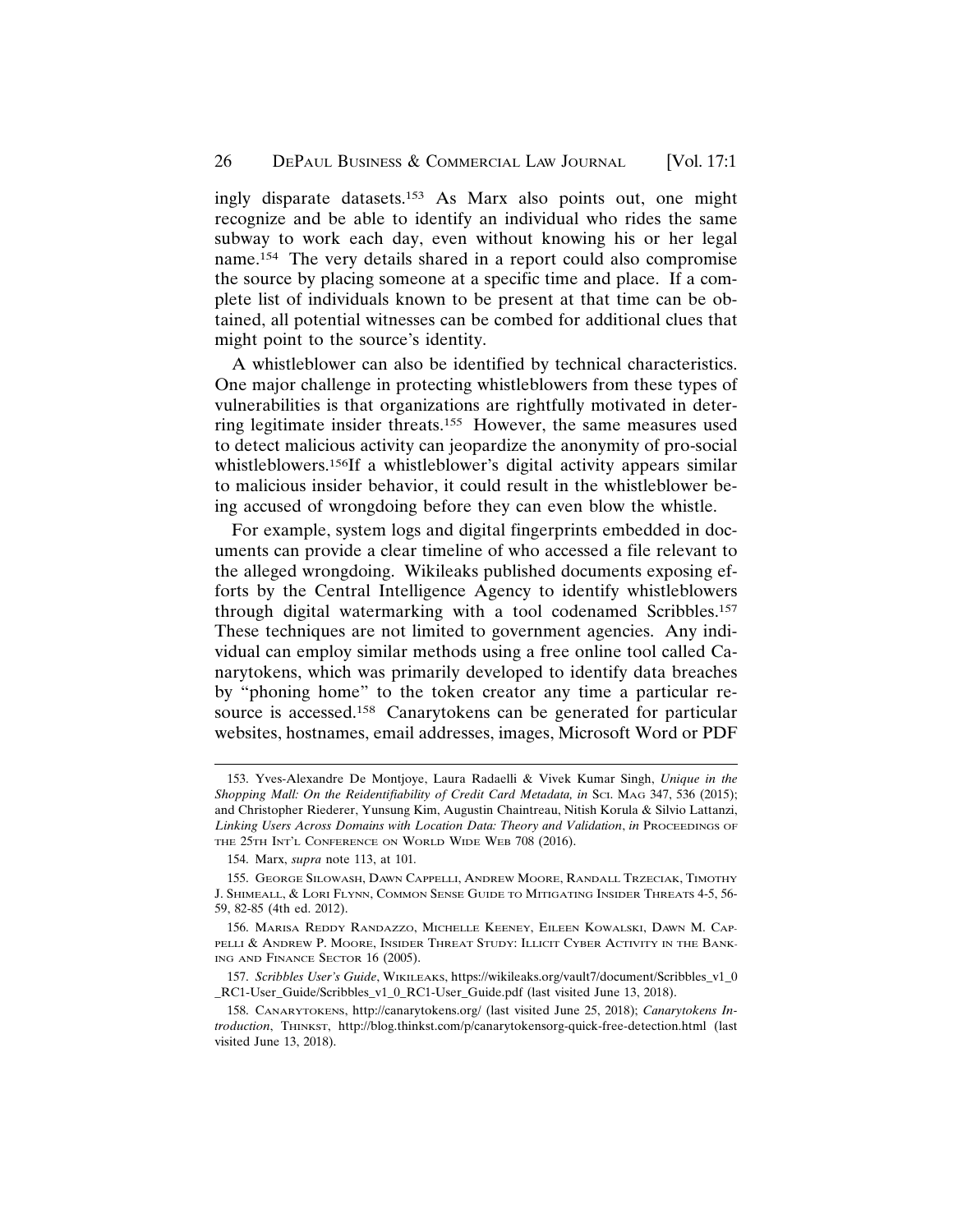ingly disparate datasets.[153] As Marx also points out, one might recognize and be able to identify an individual who rides the same subway to work each day, even without knowing his or her legal name.[154] The very details shared in a report could also compromise the source by placing someone at a specific time and place. If a complete list of individuals known to be present at that time can be obtained, all potential witnesses can be combed for additional clues that might point to the source's identity.

A whistleblower can also be identified by technical characteristics. One major challenge in protecting whistleblowers from these types of vulnerabilities is that organizations are rightfully motivated in deterring legitimate insider threats.[155] However, the same measures used to detect malicious activity can jeopardize the anonymity of pro-social whistleblowers.[156]If a whistleblower's digital activity appears similar to malicious insider behavior, it could result in the whistleblower being accused of wrongdoing before they can even blow the whistle.

For example, system logs and digital fingerprints embedded in documents can provide a clear timeline of who accessed a file relevant to the alleged wrongdoing. Wikileaks published documents exposing efforts by the Central Intelligence Agency to identify whistleblowers through digital watermarking with a tool codenamed Scribbles.[157] These techniques are not limited to government agencies. Any individual can employ similar methods using a free online tool called Canarytokens, which was primarily developed to identify data breaches by "phoning home" to the token creator any time a particular resource is accessed.[158] Canarytokens can be generated for particular websites, hostnames, email addresses, images, Microsoft Word or PDF

---

153. Yves-Alexandre De Montjoye, Laura Radaelli & Vivek Kumar Singh, *Unique in the Shopping Mall: On the Reidentifiability of Credit Card Metadata, in* SCI. MAG 347, 536 (2015); and Christopher Riederer, Yunsung Kim, Augustin Chaintreau, Nitish Korula & Silvio Lattanzi, *Linking Users Across Domains with Location Data: Theory and Validation*, *in* PROCEEDINGS OF THE 25TH INT'L CONFERENCE ON WORLD WIDE WEB 708 (2016).

154. Marx, *supra* note 113, at 101.

155. GEORGE SILOWASH, DAWN CAPPELLI, ANDREW MOORE, RANDALL TRZECIAK, TIMOTHY J. SHIMEALL, & LORI FLYNN, COMMON SENSE GUIDE TO MITIGATING INSIDER THREATS 4-5, 56-59, 82-85 (4th ed. 2012).

156. MARISA REDDY RANDAZZO, MICHELLE KEENEY, EILEEN KOWALSKI, DAWN M. CAPPELLI & ANDREW P. MOORE, INSIDER THREAT STUDY: ILLICIT CYBER ACTIVITY IN THE BANKING AND FINANCE SECTOR 16 (2005).

157. *Scribbles User's Guide*, WIKILEAKS, https://wikileaks.org/vault7/document/Scribbles_v1_0_RC1-User_Guide/Scribbles_v1_0_RC1-User_Guide.pdf (last visited June 13, 2018).

158. CANARYTOKENS, http://canarytokens.org/ (last visited June 25, 2018); *Canarytokens Introduction*, THINKST, http://blog.thinkst.com/p/canarytokensorg-quick-free-detection.html (last visited June 13, 2018).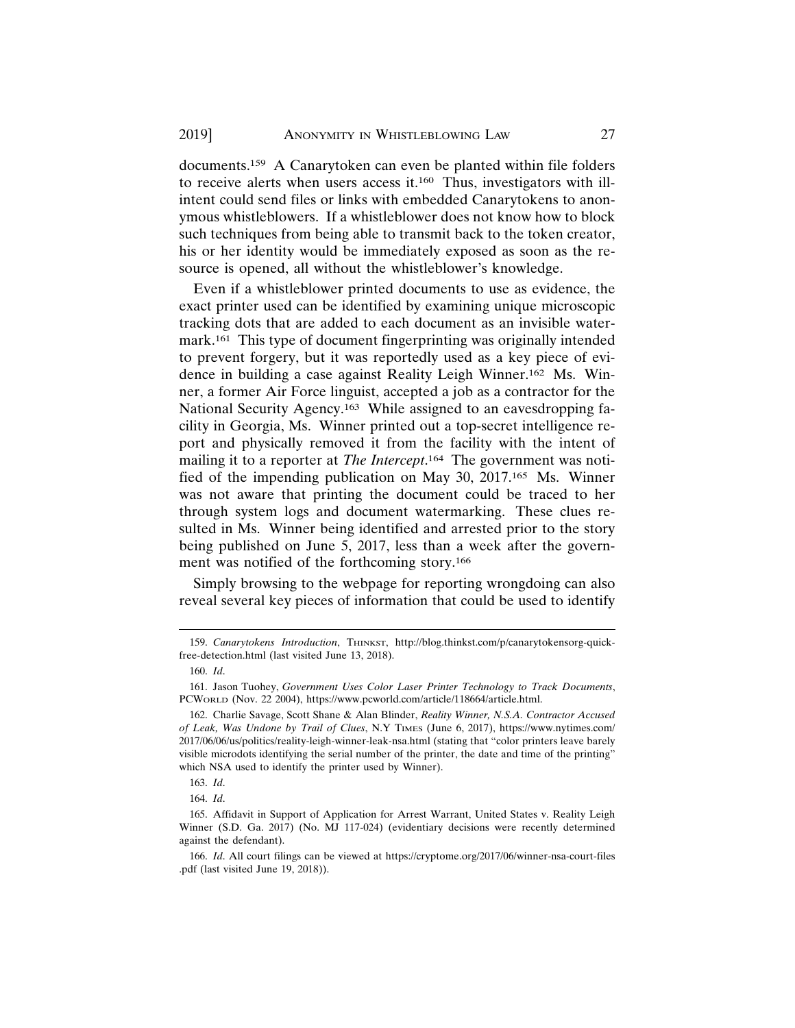documents.[159] A Canarytoken can even be planted within file folders to receive alerts when users access it.[160] Thus, investigators with ill-intent could send files or links with embedded Canarytokens to anonymous whistleblowers. If a whistleblower does not know how to block such techniques from being able to transmit back to the token creator, his or her identity would be immediately exposed as soon as the resource is opened, all without the whistleblower's knowledge.

Even if a whistleblower printed documents to use as evidence, the exact printer used can be identified by examining unique microscopic tracking dots that are added to each document as an invisible watermark.[161] This type of document fingerprinting was originally intended to prevent forgery, but it was reportedly used as a key piece of evidence in building a case against Reality Leigh Winner.[162] Ms. Winner, a former Air Force linguist, accepted a job as a contractor for the National Security Agency.[163] While assigned to an eavesdropping facility in Georgia, Ms. Winner printed out a top-secret intelligence report and physically removed it from the facility with the intent of mailing it to a reporter at *The Intercept*.[164] The government was notified of the impending publication on May 30, 2017.[165] Ms. Winner was not aware that printing the document could be traced to her through system logs and document watermarking. These clues resulted in Ms. Winner being identified and arrested prior to the story being published on June 5, 2017, less than a week after the government was notified of the forthcoming story.[166]

Simply browsing to the webpage for reporting wrongdoing can also reveal several key pieces of information that could be used to identify

---

159. *Canarytokens Introduction*, THINKST, http://blog.thinkst.com/p/canarytokensorg-quick-free-detection.html (last visited June 13, 2018).

160. *Id*.

161. Jason Tuohey, *Government Uses Color Laser Printer Technology to Track Documents*, PCWORLD (Nov. 22 2004), https://www.pcworld.com/article/118664/article.html.

162. Charlie Savage, Scott Shane & Alan Blinder, *Reality Winner, N.S.A. Contractor Accused of Leak, Was Undone by Trail of Clues*, N.Y TIMES (June 6, 2017), https://www.nytimes.com/2017/06/06/us/politics/reality-leigh-winner-leak-nsa.html (stating that "color printers leave barely visible microdots identifying the serial number of the printer, the date and time of the printing" which NSA used to identify the printer used by Winner).

163. *Id*.

164. *Id*.

165. Affidavit in Support of Application for Arrest Warrant, United States v. Reality Leigh Winner (S.D. Ga. 2017) (No. MJ 117-024) (evidentiary decisions were recently determined against the defendant).

166. *Id*. All court filings can be viewed at https://cryptome.org/2017/06/winner-nsa-court-files.pdf (last visited June 19, 2018)).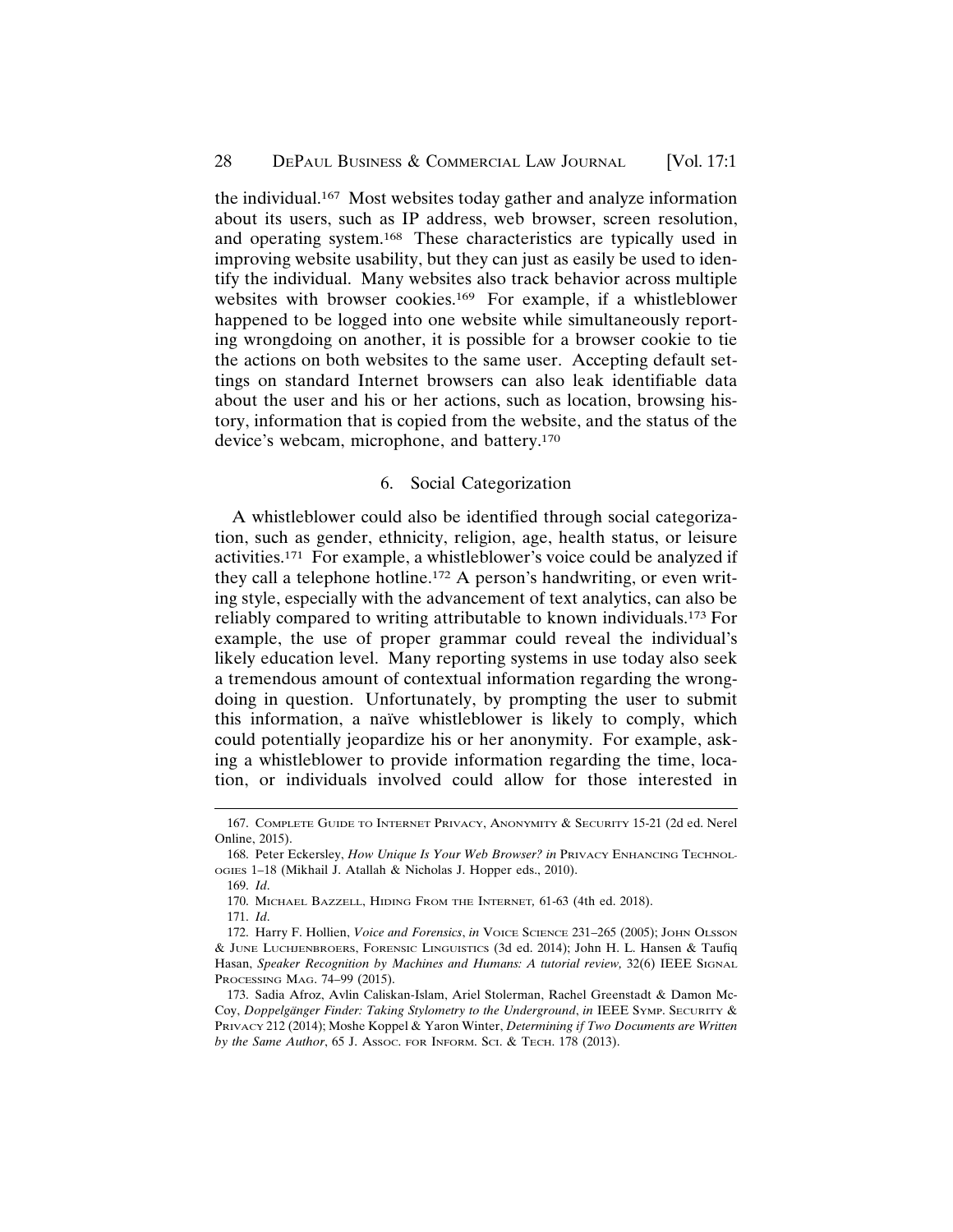the individual.[167] Most websites today gather and analyze information about its users, such as IP address, web browser, screen resolution, and operating system.[168] These characteristics are typically used in improving website usability, but they can just as easily be used to identify the individual. Many websites also track behavior across multiple websites with browser cookies.[169] For example, if a whistleblower happened to be logged into one website while simultaneously reporting wrongdoing on another, it is possible for a browser cookie to tie the actions on both websites to the same user. Accepting default settings on standard Internet browsers can also leak identifiable data about the user and his or her actions, such as location, browsing history, information that is copied from the website, and the status of the device's webcam, microphone, and battery.[170]

### 6. Social Categorization

A whistleblower could also be identified through social categorization, such as gender, ethnicity, religion, age, health status, or leisure activities.[171] For example, a whistleblower's voice could be analyzed if they call a telephone hotline.[172] A person's handwriting, or even writing style, especially with the advancement of text analytics, can also be reliably compared to writing attributable to known individuals.[173] For example, the use of proper grammar could reveal the individual's likely education level. Many reporting systems in use today also seek a tremendous amount of contextual information regarding the wrongdoing in question. Unfortunately, by prompting the user to submit this information, a naïve whistleblower is likely to comply, which could potentially jeopardize his or her anonymity. For example, asking a whistleblower to provide information regarding the time, location, or individuals involved could allow for those interested in

---

167. COMPLETE GUIDE TO INTERNET PRIVACY, ANONYMITY & SECURITY 15-21 (2d ed. Nerel Online, 2015).

168. Peter Eckersley, *How Unique Is Your Web Browser? in* PRIVACY ENHANCING TECHNOLOGIES 1–18 (Mikhail J. Atallah & Nicholas J. Hopper eds., 2010).

169. *Id.*

170. MICHAEL BAZZELL, HIDING FROM THE INTERNET, 61-63 (4th ed. 2018).

171. *Id.*

172. Harry F. Hollien, *Voice and Forensics*, *in* VOICE SCIENCE 231–265 (2005); JOHN OLSSON & JUNE LUCHJENBROERS, FORENSIC LINGUISTICS (3d ed. 2014); John H. L. Hansen & Taufiq Hasan, *Speaker Recognition by Machines and Humans: A tutorial review,* 32(6) IEEE SIGNAL PROCESSING MAG. 74–99 (2015).

173. Sadia Afroz, Avlin Caliskan-Islam, Ariel Stolerman, Rachel Greenstadt & Damon McCoy, *Doppelgänger Finder: Taking Stylometry to the Underground*, *in* IEEE SYMP. SECURITY & PRIVACY 212 (2014); Moshe Koppel & Yaron Winter, *Determining if Two Documents are Written by the Same Author*, 65 J. ASSOC. FOR INFORM. SCI. & TECH. 178 (2013).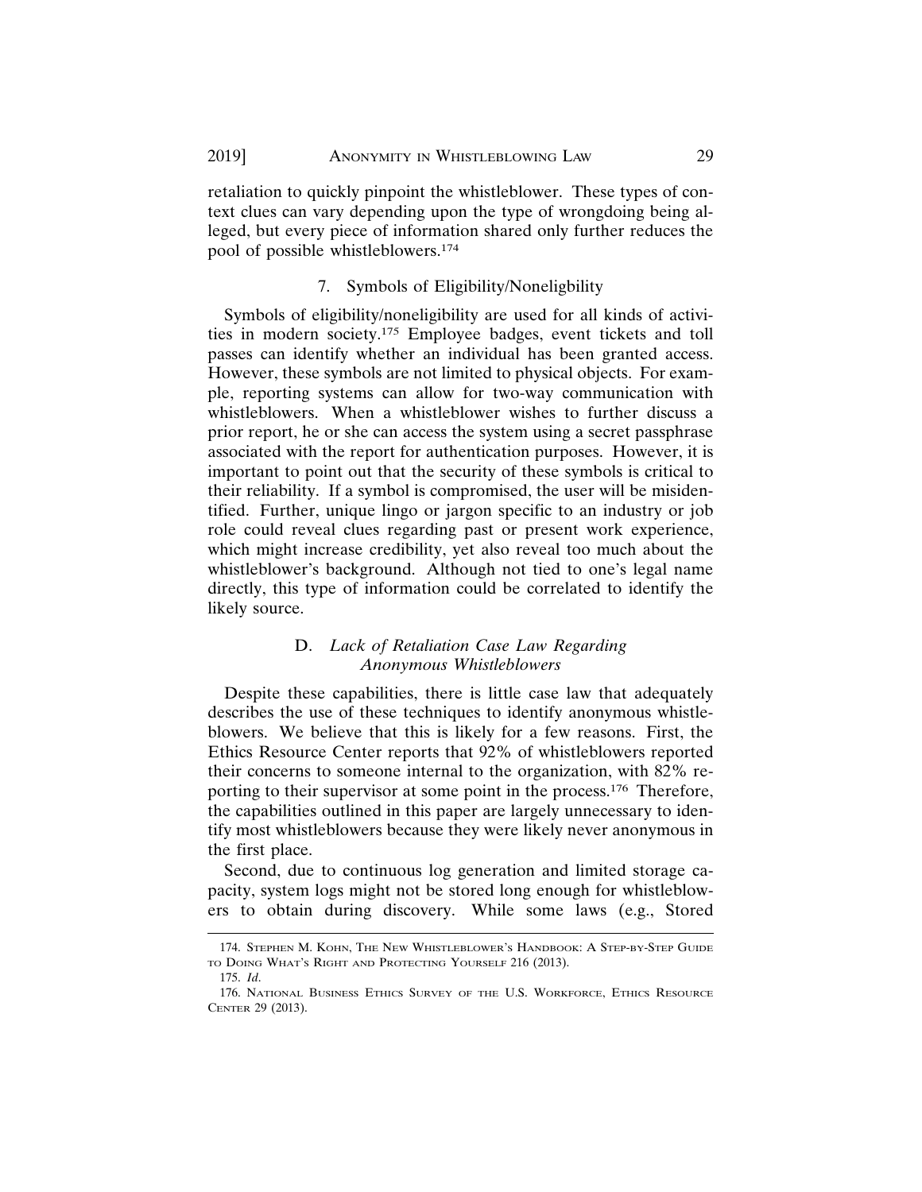retaliation to quickly pinpoint the whistleblower. These types of context clues can vary depending upon the type of wrongdoing being alleged, but every piece of information shared only further reduces the pool of possible whistleblowers.[174]

#### 7. Symbols of Eligibility/Noneligbility

Symbols of eligibility/noneligibility are used for all kinds of activities in modern society.[175] Employee badges, event tickets and toll passes can identify whether an individual has been granted access. However, these symbols are not limited to physical objects. For example, reporting systems can allow for two-way communication with whistleblowers. When a whistleblower wishes to further discuss a prior report, he or she can access the system using a secret passphrase associated with the report for authentication purposes. However, it is important to point out that the security of these symbols is critical to their reliability. If a symbol is compromised, the user will be misidentified. Further, unique lingo or jargon specific to an industry or job role could reveal clues regarding past or present work experience, which might increase credibility, yet also reveal too much about the whistleblower's background. Although not tied to one's legal name directly, this type of information could be correlated to identify the likely source.

### D. *Lack of Retaliation Case Law Regarding Anonymous Whistleblowers*

Despite these capabilities, there is little case law that adequately describes the use of these techniques to identify anonymous whistleblowers. We believe that this is likely for a few reasons. First, the Ethics Resource Center reports that 92% of whistleblowers reported their concerns to someone internal to the organization, with 82% reporting to their supervisor at some point in the process.[176] Therefore, the capabilities outlined in this paper are largely unnecessary to identify most whistleblowers because they were likely never anonymous in the first place.

Second, due to continuous log generation and limited storage capacity, system logs might not be stored long enough for whistleblowers to obtain during discovery. While some laws (e.g., Stored

---

174. Stephen M. Kohn, The New Whistleblower's Handbook: A Step-by-Step Guide to Doing What's Right and Protecting Yourself 216 (2013).

175. *Id*.

176. National Business Ethics Survey of the U.S. Workforce, Ethics Resource Center 29 (2013).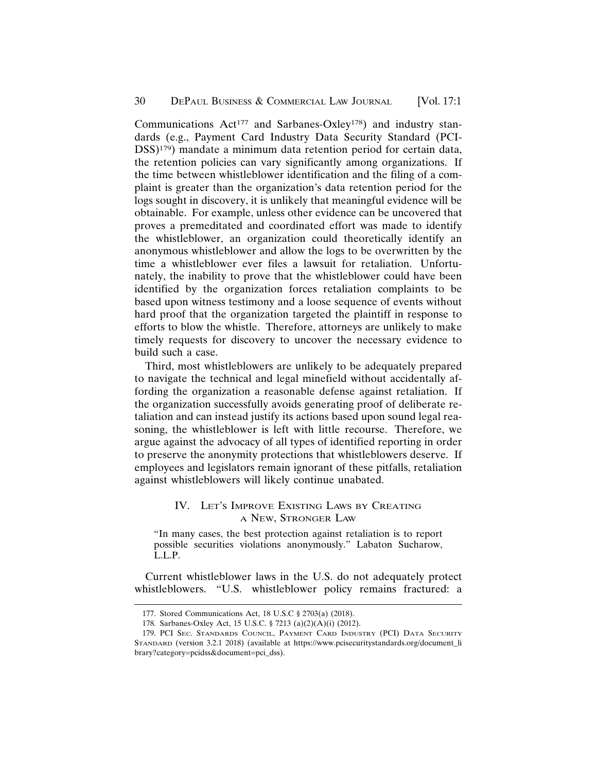Communications Act[177] and Sarbanes-Oxley[178]) and industry standards (e.g., Payment Card Industry Data Security Standard (PCI-DSS)[179]) mandate a minimum data retention period for certain data, the retention policies can vary significantly among organizations. If the time between whistleblower identification and the filing of a complaint is greater than the organization's data retention period for the logs sought in discovery, it is unlikely that meaningful evidence will be obtainable. For example, unless other evidence can be uncovered that proves a premeditated and coordinated effort was made to identify the whistleblower, an organization could theoretically identify an anonymous whistleblower and allow the logs to be overwritten by the time a whistleblower ever files a lawsuit for retaliation. Unfortunately, the inability to prove that the whistleblower could have been identified by the organization forces retaliation complaints to be based upon witness testimony and a loose sequence of events without hard proof that the organization targeted the plaintiff in response to efforts to blow the whistle. Therefore, attorneys are unlikely to make timely requests for discovery to uncover the necessary evidence to build such a case.

Third, most whistleblowers are unlikely to be adequately prepared to navigate the technical and legal minefield without accidentally affording the organization a reasonable defense against retaliation. If the organization successfully avoids generating proof of deliberate retaliation and can instead justify its actions based upon sound legal reasoning, the whistleblower is left with little recourse. Therefore, we argue against the advocacy of all types of identified reporting in order to preserve the anonymity protections that whistleblowers deserve. If employees and legislators remain ignorant of these pitfalls, retaliation against whistleblowers will likely continue unabated.

## IV. Let's Improve Existing Laws by Creating a New, Stronger Law

> "In many cases, the best protection against retaliation is to report possible securities violations anonymously." Labaton Sucharow, L.L.P.

Current whistleblower laws in the U.S. do not adequately protect whistleblowers. "U.S. whistleblower policy remains fractured: a

---

177. Stored Communications Act, 18 U.S.C § 2703(a) (2018).

178. Sarbanes-Oxley Act, 15 U.S.C. § 7213 (a)(2)(A)(i) (2012).

179. PCI Sec. Standards Council, Payment Card Industry (PCI) Data Security Standard (version 3.2.1 2018) (available at https://www.pcisecuritystandards.org/document_library?category=pcidss&document=pci_dss).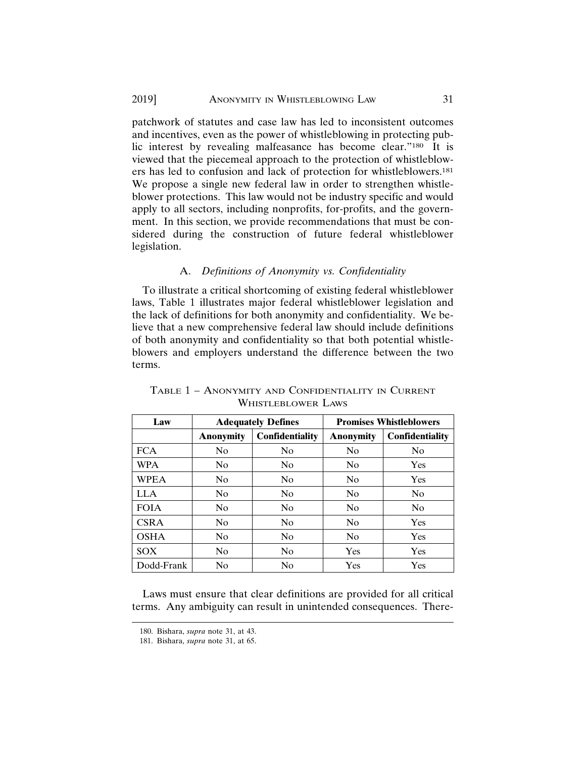patchwork of statutes and case law has led to inconsistent outcomes and incentives, even as the power of whistleblowing in protecting public interest by revealing malfeasance has become clear."[180] It is viewed that the piecemeal approach to the protection of whistleblowers has led to confusion and lack of protection for whistleblowers.[181] We propose a single new federal law in order to strengthen whistleblower protections. This law would not be industry specific and would apply to all sectors, including nonprofits, for-profits, and the government. In this section, we provide recommendations that must be considered during the construction of future federal whistleblower legislation.

### A. *Definitions of Anonymity vs. Confidentiality*

To illustrate a critical shortcoming of existing federal whistleblower laws, Table 1 illustrates major federal whistleblower legislation and the lack of definitions for both anonymity and confidentiality. We believe that a new comprehensive federal law should include definitions of both anonymity and confidentiality so that both potential whistleblowers and employers understand the difference between the two terms.

TABLE 1 – ANONYMITY AND CONFIDENTIALITY IN CURRENT WHISTLEBLOWER LAWS

| Law | Adequately Defines | | Promises Whistleblowers | |
|---|---|---|---|---|
| | **Anonymity** | **Confidentiality** | **Anonymity** | **Confidentiality** |
| FCA | No | No | No | No |
| WPA | No | No | No | Yes |
| WPEA | No | No | No | Yes |
| LLA | No | No | No | No |
| FOIA | No | No | No | No |
| CSRA | No | No | No | Yes |
| OSHA | No | No | No | Yes |
| SOX | No | No | Yes | Yes |
| Dodd-Frank | No | No | Yes | Yes |

Laws must ensure that clear definitions are provided for all critical terms. Any ambiguity can result in unintended consequences. There-

180. Bishara, *supra* note 31, at 43.

181. Bishara, *supra* note 31, at 65.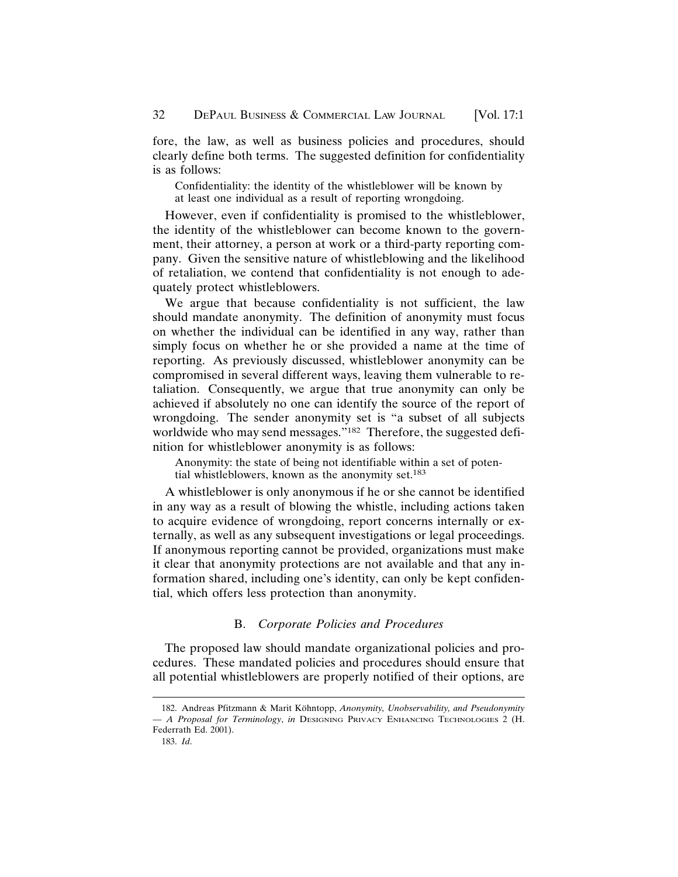fore, the law, as well as business policies and procedures, should clearly define both terms. The suggested definition for confidentiality is as follows:

> Confidentiality: the identity of the whistleblower will be known by at least one individual as a result of reporting wrongdoing.

However, even if confidentiality is promised to the whistleblower, the identity of the whistleblower can become known to the government, their attorney, a person at work or a third-party reporting company. Given the sensitive nature of whistleblowing and the likelihood of retaliation, we contend that confidentiality is not enough to adequately protect whistleblowers.

We argue that because confidentiality is not sufficient, the law should mandate anonymity. The definition of anonymity must focus on whether the individual can be identified in any way, rather than simply focus on whether he or she provided a name at the time of reporting. As previously discussed, whistleblower anonymity can be compromised in several different ways, leaving them vulnerable to retaliation. Consequently, we argue that true anonymity can only be achieved if absolutely no one can identify the source of the report of wrongdoing. The sender anonymity set is "a subset of all subjects worldwide who may send messages."[182] Therefore, the suggested definition for whistleblower anonymity is as follows:

> Anonymity: the state of being not identifiable within a set of potential whistleblowers, known as the anonymity set.[183]

A whistleblower is only anonymous if he or she cannot be identified in any way as a result of blowing the whistle, including actions taken to acquire evidence of wrongdoing, report concerns internally or externally, as well as any subsequent investigations or legal proceedings. If anonymous reporting cannot be provided, organizations must make it clear that anonymity protections are not available and that any information shared, including one's identity, can only be kept confidential, which offers less protection than anonymity.

### B. *Corporate Policies and Procedures*

The proposed law should mandate organizational policies and procedures. These mandated policies and procedures should ensure that all potential whistleblowers are properly notified of their options, are

---

182. Andreas Pfitzmann & Marit Köhntopp, *Anonymity, Unobservability, and Pseudonymity — A Proposal for Terminology*, *in* DESIGNING PRIVACY ENHANCING TECHNOLOGIES 2 (H. Federrath Ed. 2001).

183. *Id.*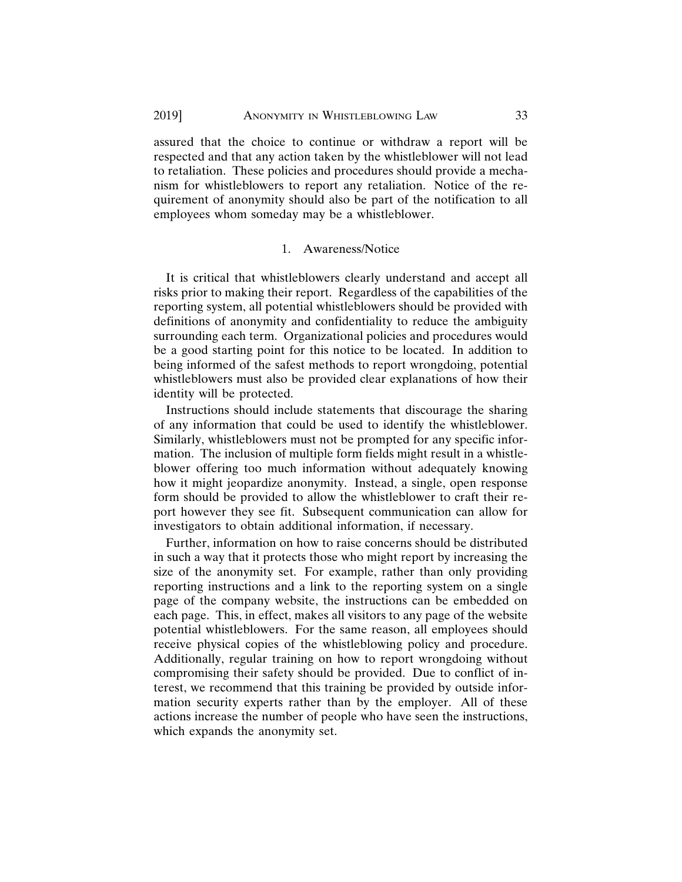assured that the choice to continue or withdraw a report will be respected and that any action taken by the whistleblower will not lead to retaliation. These policies and procedures should provide a mechanism for whistleblowers to report any retaliation. Notice of the requirement of anonymity should also be part of the notification to all employees whom someday may be a whistleblower.

### 1. Awareness/Notice

It is critical that whistleblowers clearly understand and accept all risks prior to making their report. Regardless of the capabilities of the reporting system, all potential whistleblowers should be provided with definitions of anonymity and confidentiality to reduce the ambiguity surrounding each term. Organizational policies and procedures would be a good starting point for this notice to be located. In addition to being informed of the safest methods to report wrongdoing, potential whistleblowers must also be provided clear explanations of how their identity will be protected.

Instructions should include statements that discourage the sharing of any information that could be used to identify the whistleblower. Similarly, whistleblowers must not be prompted for any specific information. The inclusion of multiple form fields might result in a whistleblower offering too much information without adequately knowing how it might jeopardize anonymity. Instead, a single, open response form should be provided to allow the whistleblower to craft their report however they see fit. Subsequent communication can allow for investigators to obtain additional information, if necessary.

Further, information on how to raise concerns should be distributed in such a way that it protects those who might report by increasing the size of the anonymity set. For example, rather than only providing reporting instructions and a link to the reporting system on a single page of the company website, the instructions can be embedded on each page. This, in effect, makes all visitors to any page of the website potential whistleblowers. For the same reason, all employees should receive physical copies of the whistleblowing policy and procedure. Additionally, regular training on how to report wrongdoing without compromising their safety should be provided. Due to conflict of interest, we recommend that this training be provided by outside information security experts rather than by the employer. All of these actions increase the number of people who have seen the instructions, which expands the anonymity set.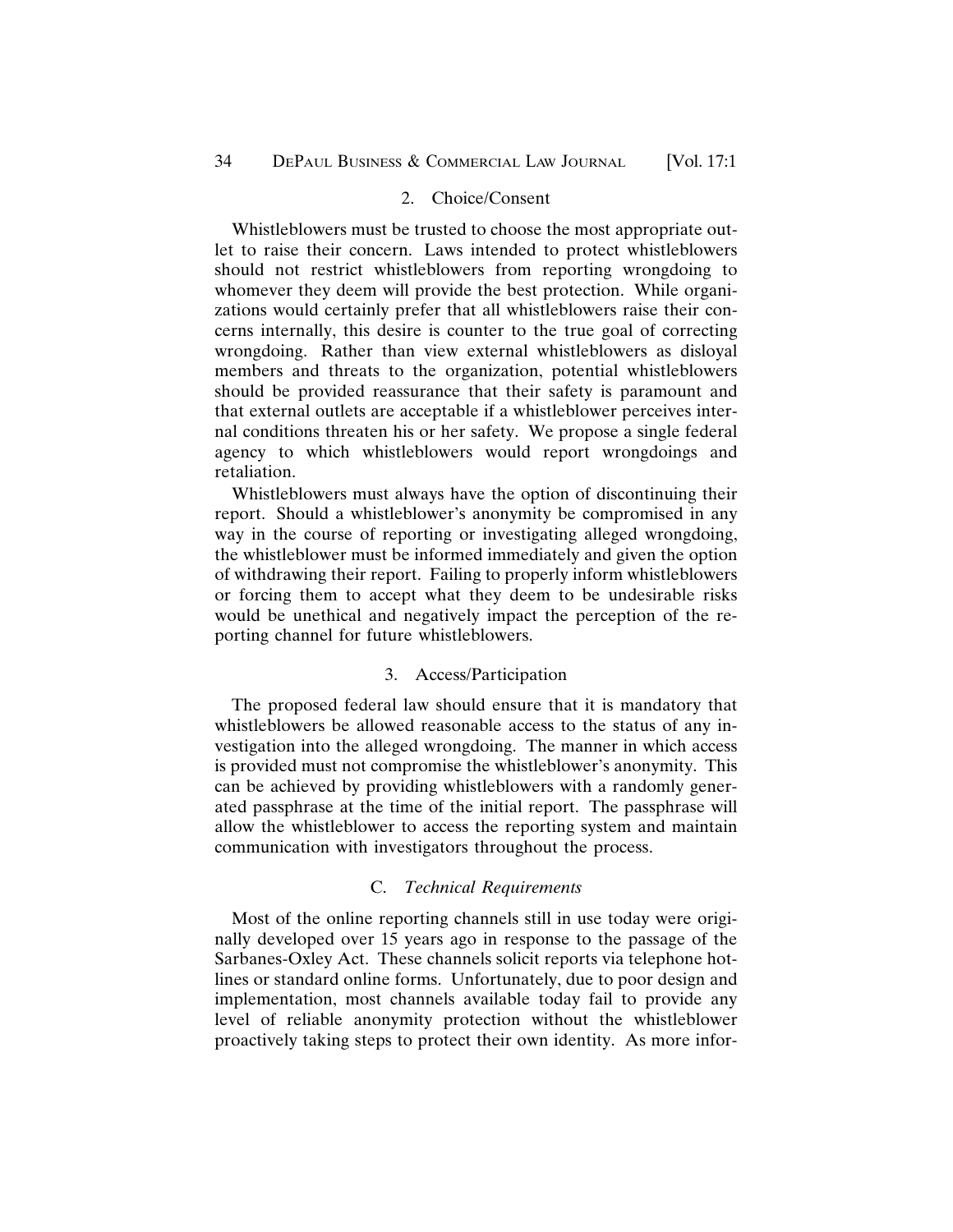### 2. Choice/Consent

Whistleblowers must be trusted to choose the most appropriate outlet to raise their concern. Laws intended to protect whistleblowers should not restrict whistleblowers from reporting wrongdoing to whomever they deem will provide the best protection. While organizations would certainly prefer that all whistleblowers raise their concerns internally, this desire is counter to the true goal of correcting wrongdoing. Rather than view external whistleblowers as disloyal members and threats to the organization, potential whistleblowers should be provided reassurance that their safety is paramount and that external outlets are acceptable if a whistleblower perceives internal conditions threaten his or her safety. We propose a single federal agency to which whistleblowers would report wrongdoings and retaliation.

Whistleblowers must always have the option of discontinuing their report. Should a whistleblower's anonymity be compromised in any way in the course of reporting or investigating alleged wrongdoing, the whistleblower must be informed immediately and given the option of withdrawing their report. Failing to properly inform whistleblowers or forcing them to accept what they deem to be undesirable risks would be unethical and negatively impact the perception of the reporting channel for future whistleblowers.

### 3. Access/Participation

The proposed federal law should ensure that it is mandatory that whistleblowers be allowed reasonable access to the status of any investigation into the alleged wrongdoing. The manner in which access is provided must not compromise the whistleblower's anonymity. This can be achieved by providing whistleblowers with a randomly generated passphrase at the time of the initial report. The passphrase will allow the whistleblower to access the reporting system and maintain communication with investigators throughout the process.

## C. *Technical Requirements*

Most of the online reporting channels still in use today were originally developed over 15 years ago in response to the passage of the Sarbanes-Oxley Act. These channels solicit reports via telephone hotlines or standard online forms. Unfortunately, due to poor design and implementation, most channels available today fail to provide any level of reliable anonymity protection without the whistleblower proactively taking steps to protect their own identity. As more infor-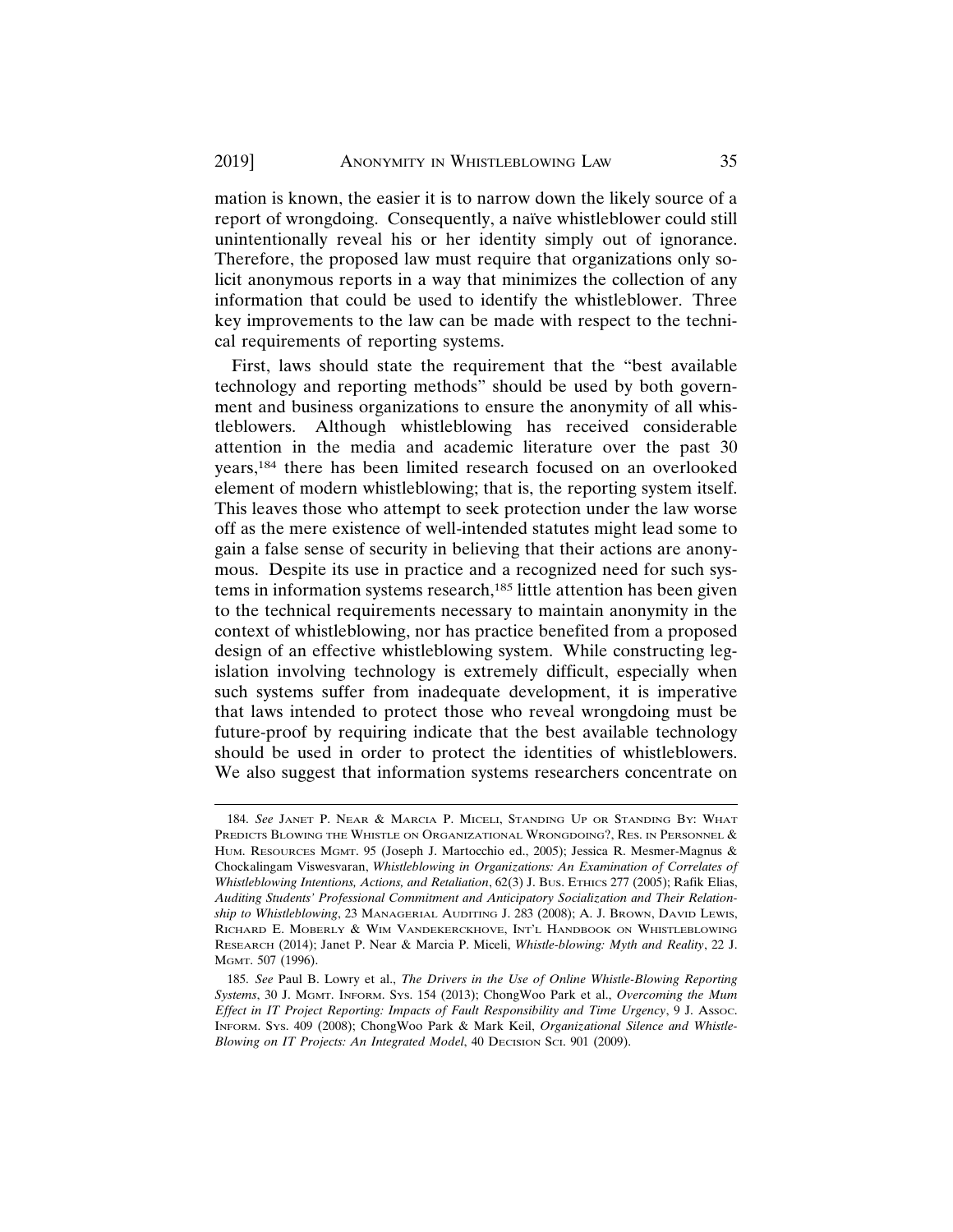mation is known, the easier it is to narrow down the likely source of a report of wrongdoing. Consequently, a naïve whistleblower could still unintentionally reveal his or her identity simply out of ignorance. Therefore, the proposed law must require that organizations only solicit anonymous reports in a way that minimizes the collection of any information that could be used to identify the whistleblower. Three key improvements to the law can be made with respect to the technical requirements of reporting systems.

First, laws should state the requirement that the "best available technology and reporting methods" should be used by both government and business organizations to ensure the anonymity of all whistleblowers. Although whistleblowing has received considerable attention in the media and academic literature over the past 30 years,[184] there has been limited research focused on an overlooked element of modern whistleblowing; that is, the reporting system itself. This leaves those who attempt to seek protection under the law worse off as the mere existence of well-intended statutes might lead some to gain a false sense of security in believing that their actions are anonymous. Despite its use in practice and a recognized need for such systems in information systems research,[185] little attention has been given to the technical requirements necessary to maintain anonymity in the context of whistleblowing, nor has practice benefited from a proposed design of an effective whistleblowing system. While constructing legislation involving technology is extremely difficult, especially when such systems suffer from inadequate development, it is imperative that laws intended to protect those who reveal wrongdoing must be future-proof by requiring indicate that the best available technology should be used in order to protect the identities of whistleblowers. We also suggest that information systems researchers concentrate on

---

184. *See* Janet P. Near & Marcia P. Miceli, Standing Up or Standing By: What Predicts Blowing the Whistle on Organizational Wrongdoing?, Res. in Personnel & Hum. Resources Mgmt. 95 (Joseph J. Martocchio ed., 2005); Jessica R. Mesmer-Magnus & Chockalingam Viswesvaran, *Whistleblowing in Organizations: An Examination of Correlates of Whistleblowing Intentions, Actions, and Retaliation*, 62(3) J. Bus. Ethics 277 (2005); Rafik Elias, *Auditing Students' Professional Commitment and Anticipatory Socialization and Their Relationship to Whistleblowing*, 23 Managerial Auditing J. 283 (2008); A. J. Brown, David Lewis, Richard E. Moberly & Wim Vandekerckhove, Int'l Handbook on Whistleblowing Research (2014); Janet P. Near & Marcia P. Miceli, *Whistle-blowing: Myth and Reality*, 22 J. Mgmt. 507 (1996).

185. *See* Paul B. Lowry et al., *The Drivers in the Use of Online Whistle-Blowing Reporting Systems*, 30 J. Mgmt. Inform. Sys. 154 (2013); ChongWoo Park et al., *Overcoming the Mum Effect in IT Project Reporting: Impacts of Fault Responsibility and Time Urgency*, 9 J. Assoc. Inform. Sys. 409 (2008); ChongWoo Park & Mark Keil, *Organizational Silence and Whistle-Blowing on IT Projects: An Integrated Model*, 40 Decision Sci. 901 (2009).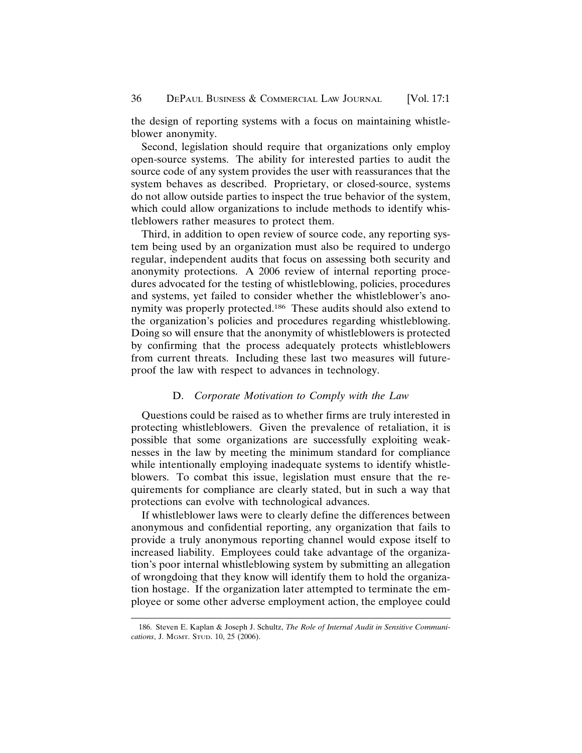the design of reporting systems with a focus on maintaining whistleblower anonymity.

Second, legislation should require that organizations only employ open-source systems. The ability for interested parties to audit the source code of any system provides the user with reassurances that the system behaves as described. Proprietary, or closed-source, systems do not allow outside parties to inspect the true behavior of the system, which could allow organizations to include methods to identify whistleblowers rather measures to protect them.

Third, in addition to open review of source code, any reporting system being used by an organization must also be required to undergo regular, independent audits that focus on assessing both security and anonymity protections. A 2006 review of internal reporting procedures advocated for the testing of whistleblowing, policies, procedures and systems, yet failed to consider whether the whistleblower's anonymity was properly protected.[186] These audits should also extend to the organization's policies and procedures regarding whistleblowing. Doing so will ensure that the anonymity of whistleblowers is protected by confirming that the process adequately protects whistleblowers from current threats. Including these last two measures will future-proof the law with respect to advances in technology.

### D. *Corporate Motivation to Comply with the Law*

Questions could be raised as to whether firms are truly interested in protecting whistleblowers. Given the prevalence of retaliation, it is possible that some organizations are successfully exploiting weaknesses in the law by meeting the minimum standard for compliance while intentionally employing inadequate systems to identify whistleblowers. To combat this issue, legislation must ensure that the requirements for compliance are clearly stated, but in such a way that protections can evolve with technological advances.

If whistleblower laws were to clearly define the differences between anonymous and confidential reporting, any organization that fails to provide a truly anonymous reporting channel would expose itself to increased liability. Employees could take advantage of the organization's poor internal whistleblowing system by submitting an allegation of wrongdoing that they know will identify them to hold the organization hostage. If the organization later attempted to terminate the employee or some other adverse employment action, the employee could

---

186. Steven E. Kaplan & Joseph J. Schultz, *The Role of Internal Audit in Sensitive Communications*, J. Mgmt. Stud. 10, 25 (2006).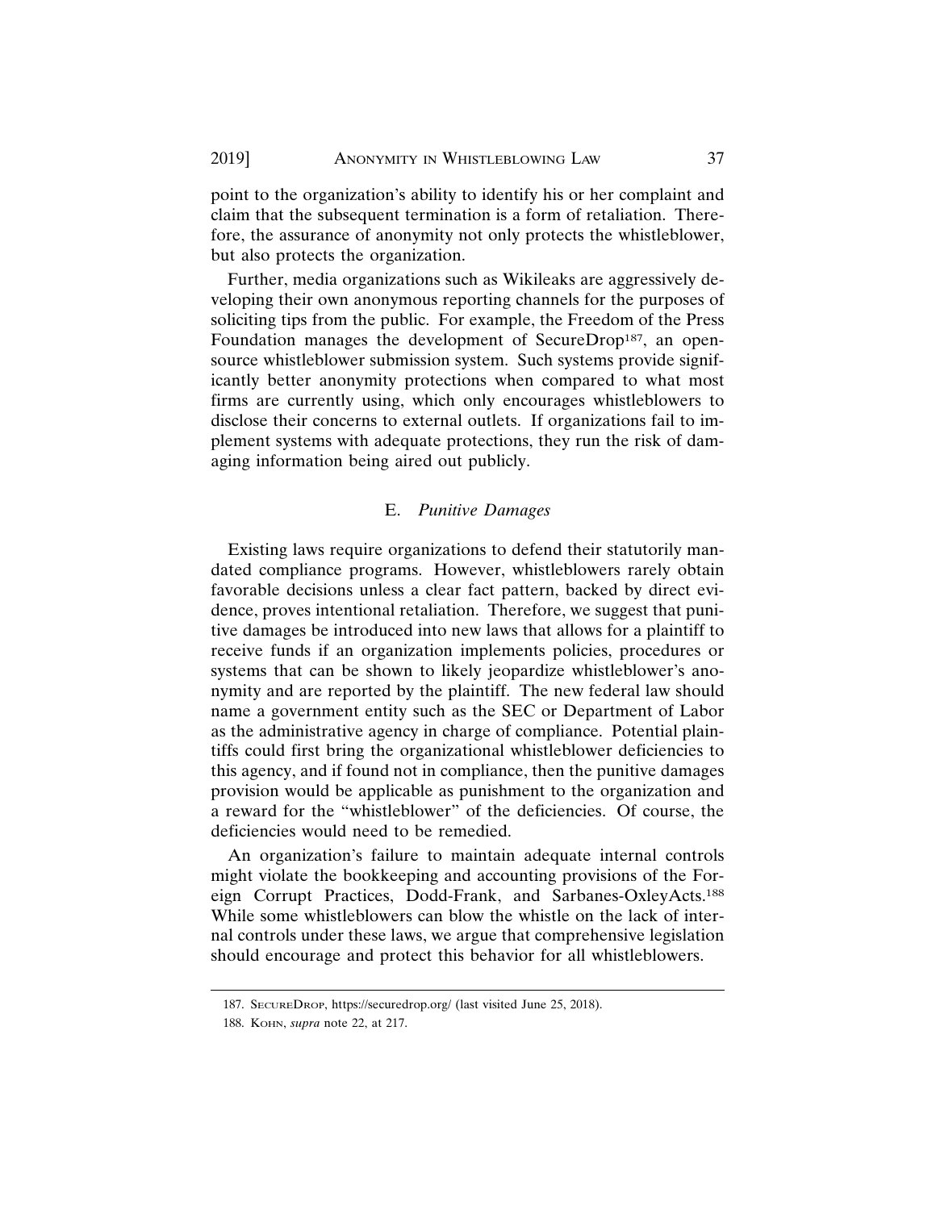point to the organization's ability to identify his or her complaint and claim that the subsequent termination is a form of retaliation. Therefore, the assurance of anonymity not only protects the whistleblower, but also protects the organization.

Further, media organizations such as Wikileaks are aggressively developing their own anonymous reporting channels for the purposes of soliciting tips from the public. For example, the Freedom of the Press Foundation manages the development of SecureDrop[187], an open-source whistleblower submission system. Such systems provide significantly better anonymity protections when compared to what most firms are currently using, which only encourages whistleblowers to disclose their concerns to external outlets. If organizations fail to implement systems with adequate protections, they run the risk of damaging information being aired out publicly.

### E. *Punitive Damages*

Existing laws require organizations to defend their statutorily mandated compliance programs. However, whistleblowers rarely obtain favorable decisions unless a clear fact pattern, backed by direct evidence, proves intentional retaliation. Therefore, we suggest that punitive damages be introduced into new laws that allows for a plaintiff to receive funds if an organization implements policies, procedures or systems that can be shown to likely jeopardize whistleblower's anonymity and are reported by the plaintiff. The new federal law should name a government entity such as the SEC or Department of Labor as the administrative agency in charge of compliance. Potential plaintiffs could first bring the organizational whistleblower deficiencies to this agency, and if found not in compliance, then the punitive damages provision would be applicable as punishment to the organization and a reward for the "whistleblower" of the deficiencies. Of course, the deficiencies would need to be remedied.

An organization's failure to maintain adequate internal controls might violate the bookkeeping and accounting provisions of the Foreign Corrupt Practices, Dodd-Frank, and Sarbanes-OxleyActs.[188] While some whistleblowers can blow the whistle on the lack of internal controls under these laws, we argue that comprehensive legislation should encourage and protect this behavior for all whistleblowers.

---

187. SECUREDROP, https://securedrop.org/ (last visited June 25, 2018).

188. KOHN, *supra* note 22, at 217.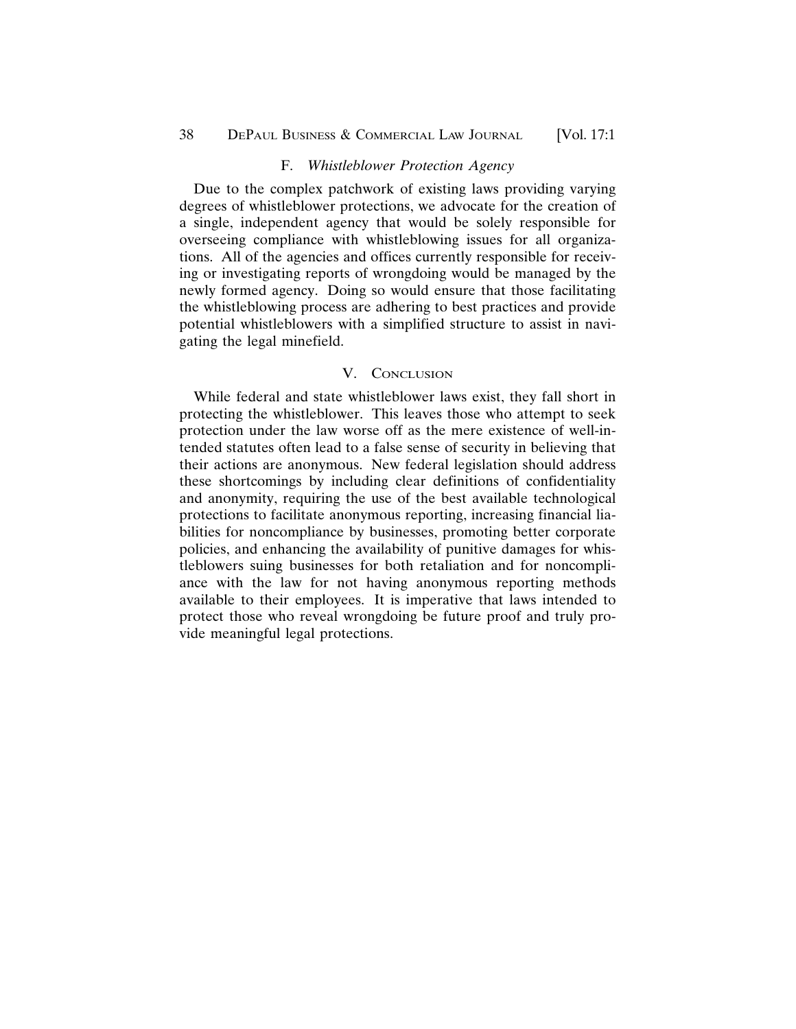### F. *Whistleblower Protection Agency*

Due to the complex patchwork of existing laws providing varying degrees of whistleblower protections, we advocate for the creation of a single, independent agency that would be solely responsible for overseeing compliance with whistleblowing issues for all organizations. All of the agencies and offices currently responsible for receiving or investigating reports of wrongdoing would be managed by the newly formed agency. Doing so would ensure that those facilitating the whistleblowing process are adhering to best practices and provide potential whistleblowers with a simplified structure to assist in navigating the legal minefield.

## V. Conclusion

While federal and state whistleblower laws exist, they fall short in protecting the whistleblower. This leaves those who attempt to seek protection under the law worse off as the mere existence of well-intended statutes often lead to a false sense of security in believing that their actions are anonymous. New federal legislation should address these shortcomings by including clear definitions of confidentiality and anonymity, requiring the use of the best available technological protections to facilitate anonymous reporting, increasing financial liabilities for noncompliance by businesses, promoting better corporate policies, and enhancing the availability of punitive damages for whistleblowers suing businesses for both retaliation and for noncompliance with the law for not having anonymous reporting methods available to their employees. It is imperative that laws intended to protect those who reveal wrongdoing be future proof and truly provide meaningful legal protections.